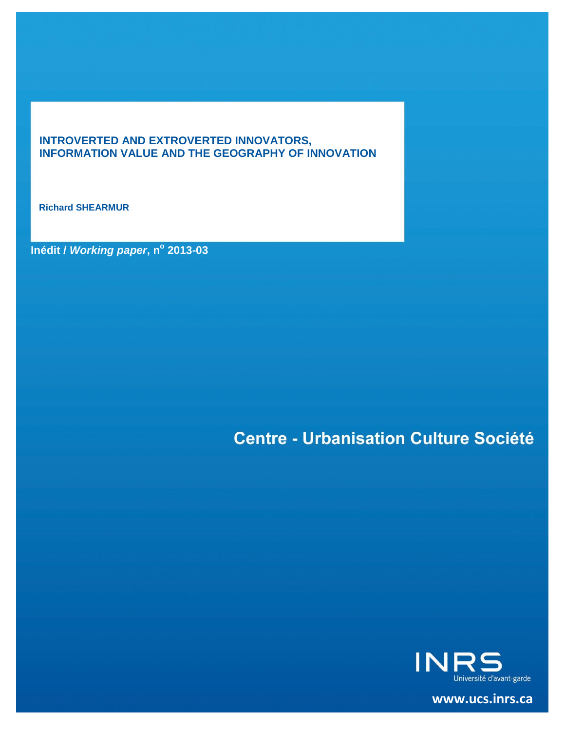# INTROVERTED AND EXTROVERTED INNOVATORS, INFORMATION VALUE AND THE GEOGRAPHY OF INNOVATION

**Richard SHEARMUR**

**Inédit / *Working paper*, n$^{o}$ 2013-03**

**Centre - Urbanisation Culture Société**

INRS
Université d'avant-garde

**www.ucs.inrs.ca**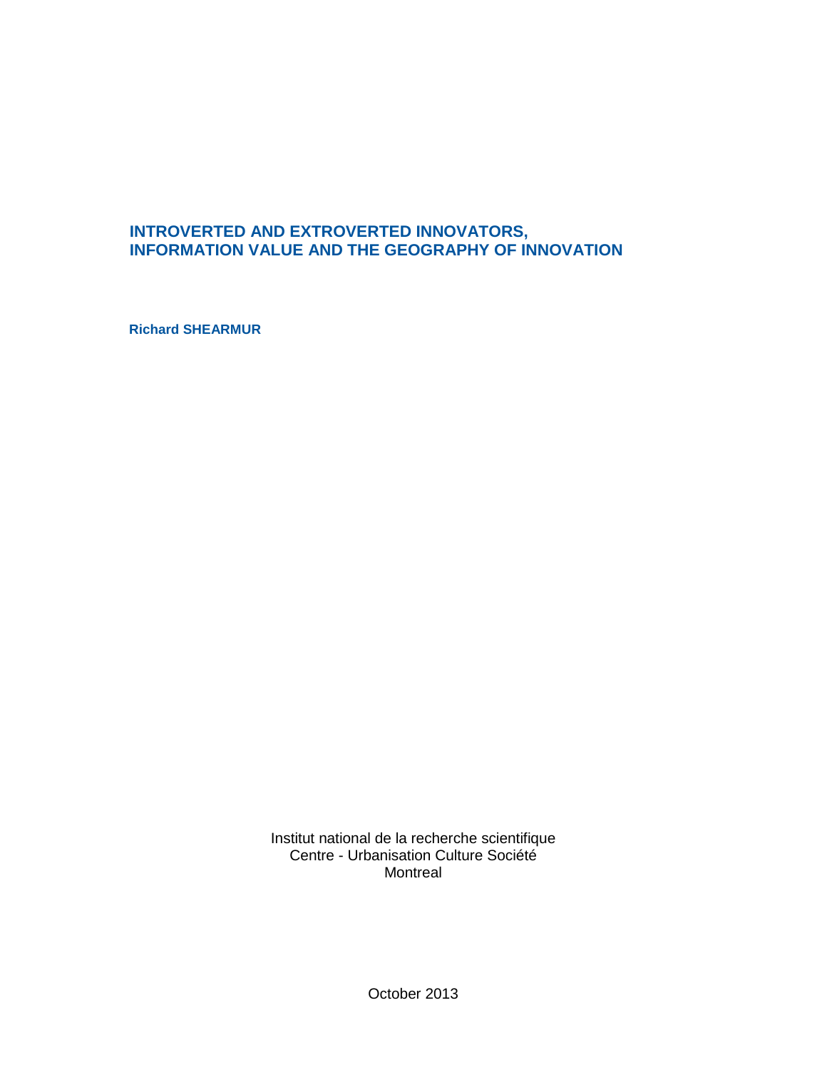# INTRODUCTION AND EXTROVERTED INNOVATORS, INFORMATION VALUE AND THE GEOGRAPHY OF INNOVATION

**Richard SHEARMUR**

Institut national de la recherche scientifique
Centre - Urbanisation Culture Société
Montreal

October 2013

# INTROVERTED AND EXTROVERTED INNOVATORS, INFORMATION VALUE AND THE GEOGRAPHY OF INNOVATION

**Richard SHEARMUR**

Institut national de la recherche scientifique
Centre - Urbanisation Culture Société
Montreal

October 2013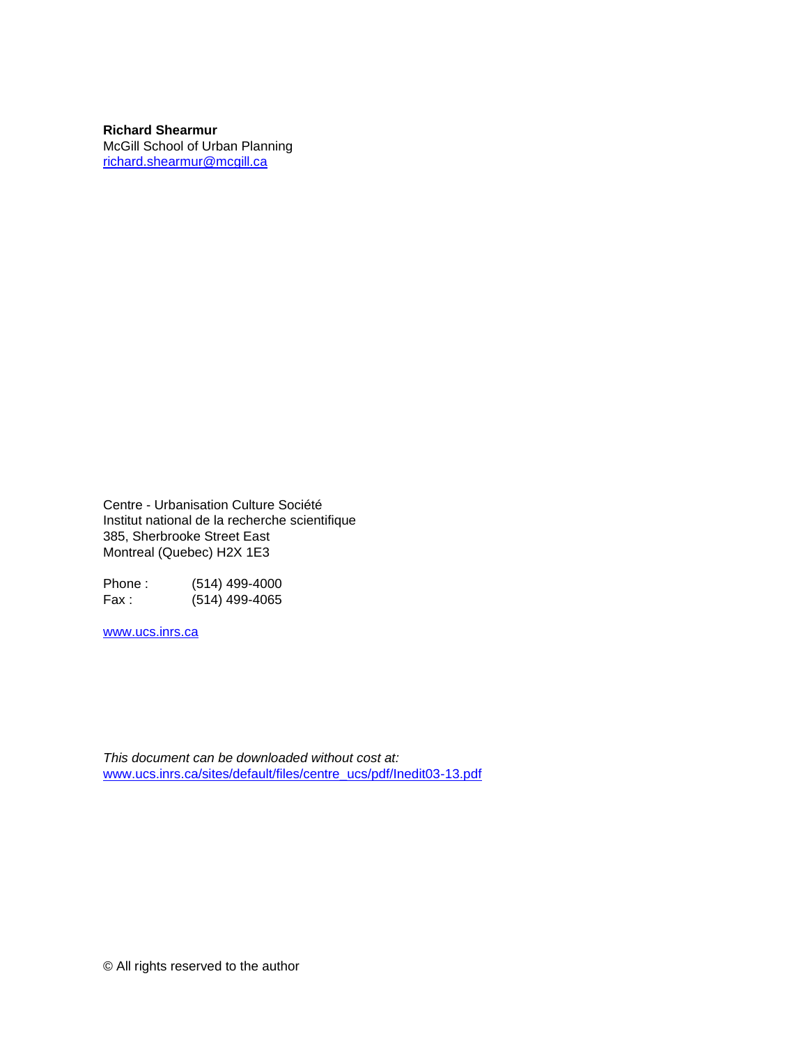**Richard Shearmur**
McGill School of Urban Planning
richard.shearmur@mcgill.ca

Centre - Urbanisation Culture Société
Institut national de la recherche scientifique
385, Sherbrooke Street East
Montreal (Quebec) H2X 1E3

Phone : (514) 499-4000
Fax : (514) 499-4065

www.ucs.inrs.ca

*This document can be downloaded without cost at:*
www.ucs.inrs.ca/sites/default/files/centre_ucs/pdf/Inedit03-13.pdf

© All rights reserved to the author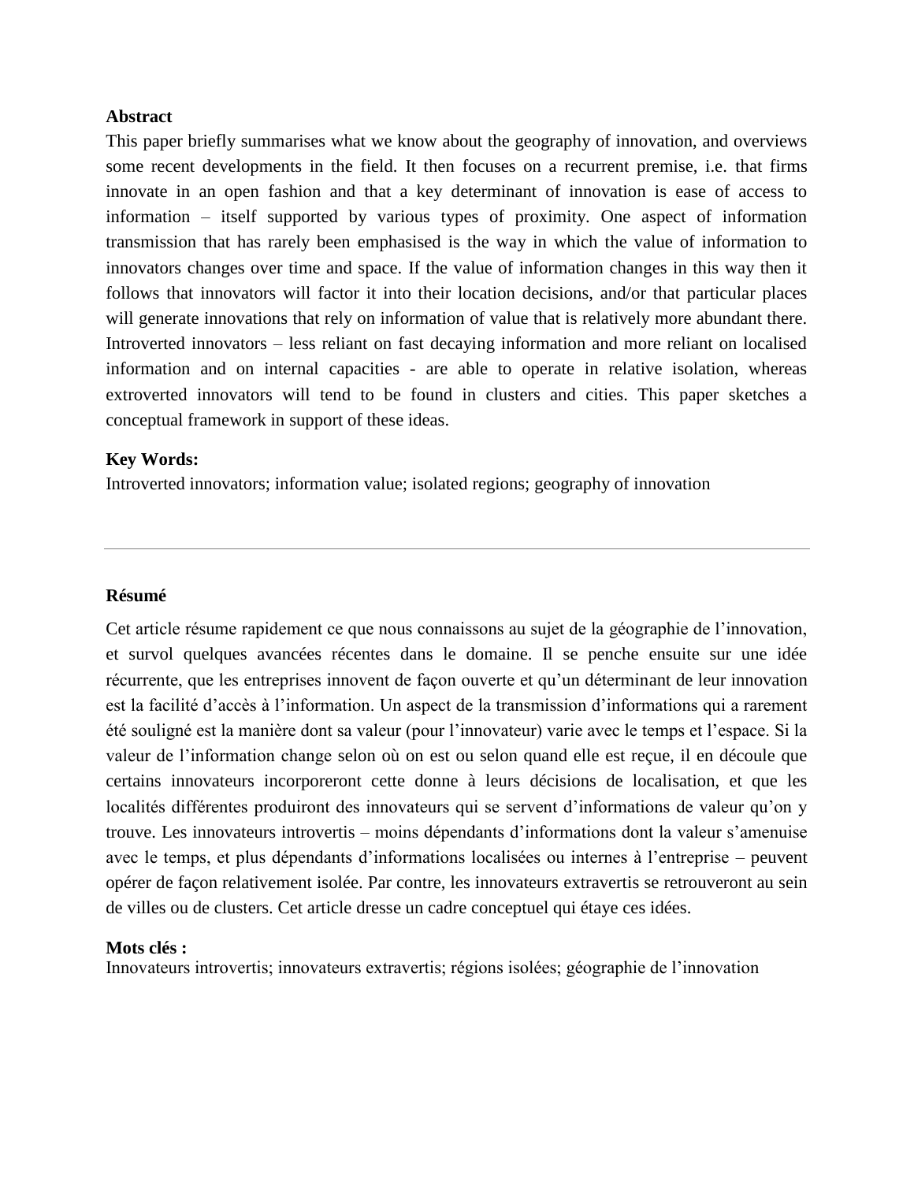**Abstract**

This paper briefly summarises what we know about the geography of innovation, and overviews some recent developments in the field. It then focuses on a recurrent premise, i.e. that firms innovate in an open fashion and that a key determinant of innovation is ease of access to information – itself supported by various types of proximity. One aspect of information transmission that has rarely been emphasised is the way in which the value of information to innovators changes over time and space. If the value of information changes in this way then it follows that innovators will factor it into their location decisions, and/or that particular places will generate innovations that rely on information of value that is relatively more abundant there. Introverted innovators – less reliant on fast decaying information and more reliant on localised information and on internal capacities - are able to operate in relative isolation, whereas extroverted innovators will tend to be found in clusters and cities. This paper sketches a conceptual framework in support of these ideas.

**Key Words:**

Introverted innovators; information value; isolated regions; geography of innovation

---

**Résumé**

Cet article résume rapidement ce que nous connaissons au sujet de la géographie de l'innovation, et survol quelques avancées récentes dans le domaine. Il se penche ensuite sur une idée récurrente, que les entreprises innovent de façon ouverte et qu'un déterminant de leur innovation est la facilité d'accès à l'information. Un aspect de la transmission d'informations qui a rarement été souligné est la manière dont sa valeur (pour l'innovateur) varie avec le temps et l'espace. Si la valeur de l'information change selon où on est ou selon quand elle est reçue, il en découle que certains innovateurs incorporeront cette donne à leurs décisions de localisation, et que les localités différentes produiront des innovateurs qui se servent d'informations de valeur qu'on y trouve. Les innovateurs introvertis – moins dépendants d'informations dont la valeur s'amenuise avec le temps, et plus dépendants d'informations localisées ou internes à l'entreprise – peuvent opérer de façon relativement isolée. Par contre, les innovateurs extravertis se retrouveront au sein de villes ou de clusters. Cet article dresse un cadre conceptuel qui étaye ces idées.

**Mots clés :**

Innovateurs introvertis; innovateurs extravertis; régions isolées; géographie de l'innovation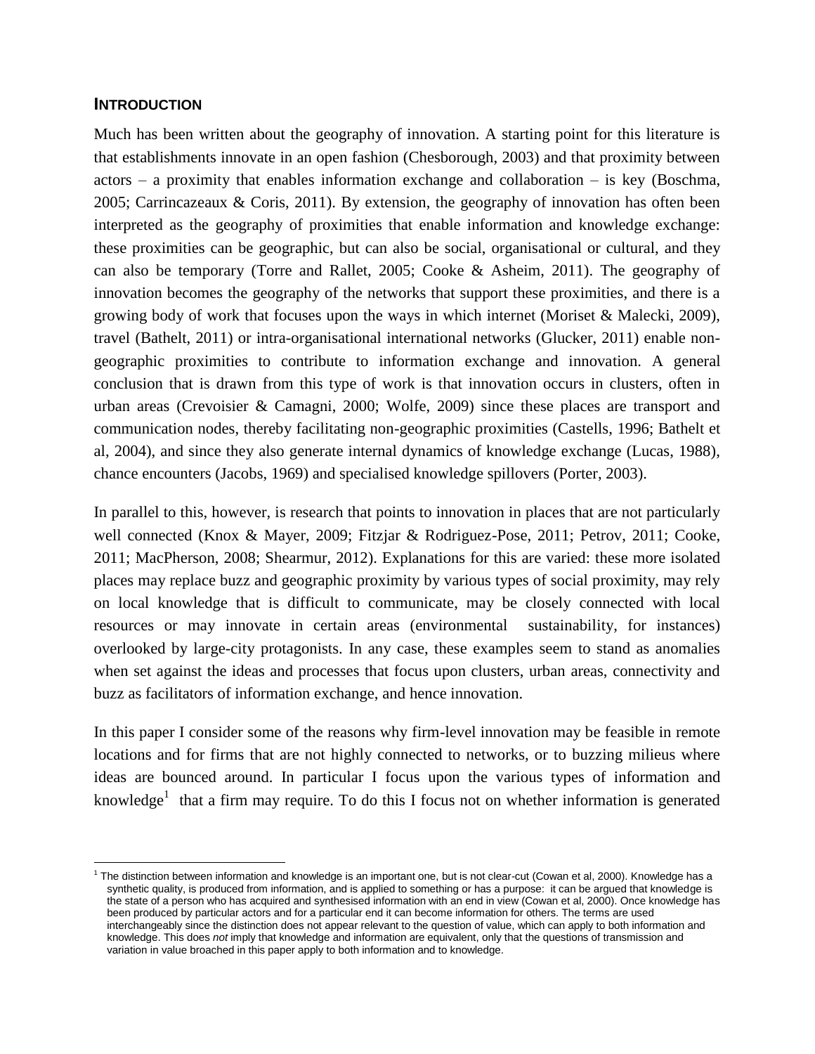## INTRODUCTION

Much has been written about the geography of innovation. A starting point for this literature is that establishments innovate in an open fashion (Chesborough, 2003) and that proximity between actors – a proximity that enables information exchange and collaboration – is key (Boschma, 2005; Carrincazeaux & Coris, 2011). By extension, the geography of innovation has often been interpreted as the geography of proximities that enable information and knowledge exchange: these proximities can be geographic, but can also be social, organisational or cultural, and they can also be temporary (Torre and Rallet, 2005; Cooke & Asheim, 2011). The geography of innovation becomes the geography of the networks that support these proximities, and there is a growing body of work that focuses upon the ways in which internet (Moriset & Malecki, 2009), travel (Bathelt, 2011) or intra-organisational international networks (Glucker, 2011) enable non-geographic proximities to contribute to information exchange and innovation. A general conclusion that is drawn from this type of work is that innovation occurs in clusters, often in urban areas (Crevoisier & Camagni, 2000; Wolfe, 2009) since these places are transport and communication nodes, thereby facilitating non-geographic proximities (Castells, 1996; Bathelt et al, 2004), and since they also generate internal dynamics of knowledge exchange (Lucas, 1988), chance encounters (Jacobs, 1969) and specialised knowledge spillovers (Porter, 2003).

In parallel to this, however, is research that points to innovation in places that are not particularly well connected (Knox & Mayer, 2009; Fitzjar & Rodriguez-Pose, 2011; Petrov, 2011; Cooke, 2011; MacPherson, 2008; Shearmur, 2012). Explanations for this are varied: these more isolated places may replace buzz and geographic proximity by various types of social proximity, may rely on local knowledge that is difficult to communicate, may be closely connected with local resources or may innovate in certain areas (environmental sustainability, for instances) overlooked by large-city protagonists. In any case, these examples seem to stand as anomalies when set against the ideas and processes that focus upon clusters, urban areas, connectivity and buzz as facilitators of information exchange, and hence innovation.

In this paper I consider some of the reasons why firm-level innovation may be feasible in remote locations and for firms that are not highly connected to networks, or to buzzing milieus where ideas are bounced around. In particular I focus upon the various types of information and knowledge[1] that a firm may require. To do this I focus not on whether information is generated

[1] The distinction between information and knowledge is an important one, but is not clear-cut (Cowan et al, 2000). Knowledge has a synthetic quality, is produced from information, and is applied to something or has a purpose: it can be argued that knowledge is the state of a person who has acquired and synthesised information with an end in view (Cowan et al, 2000). Once knowledge has been produced by particular actors and for a particular end it can become information for others. The terms are used interchangeably since the distinction does not appear relevant to the question of value, which can apply to both information and knowledge. This does *not* imply that knowledge and information are equivalent, only that the questions of transmission and variation in value broached in this paper apply to both information and to knowledge.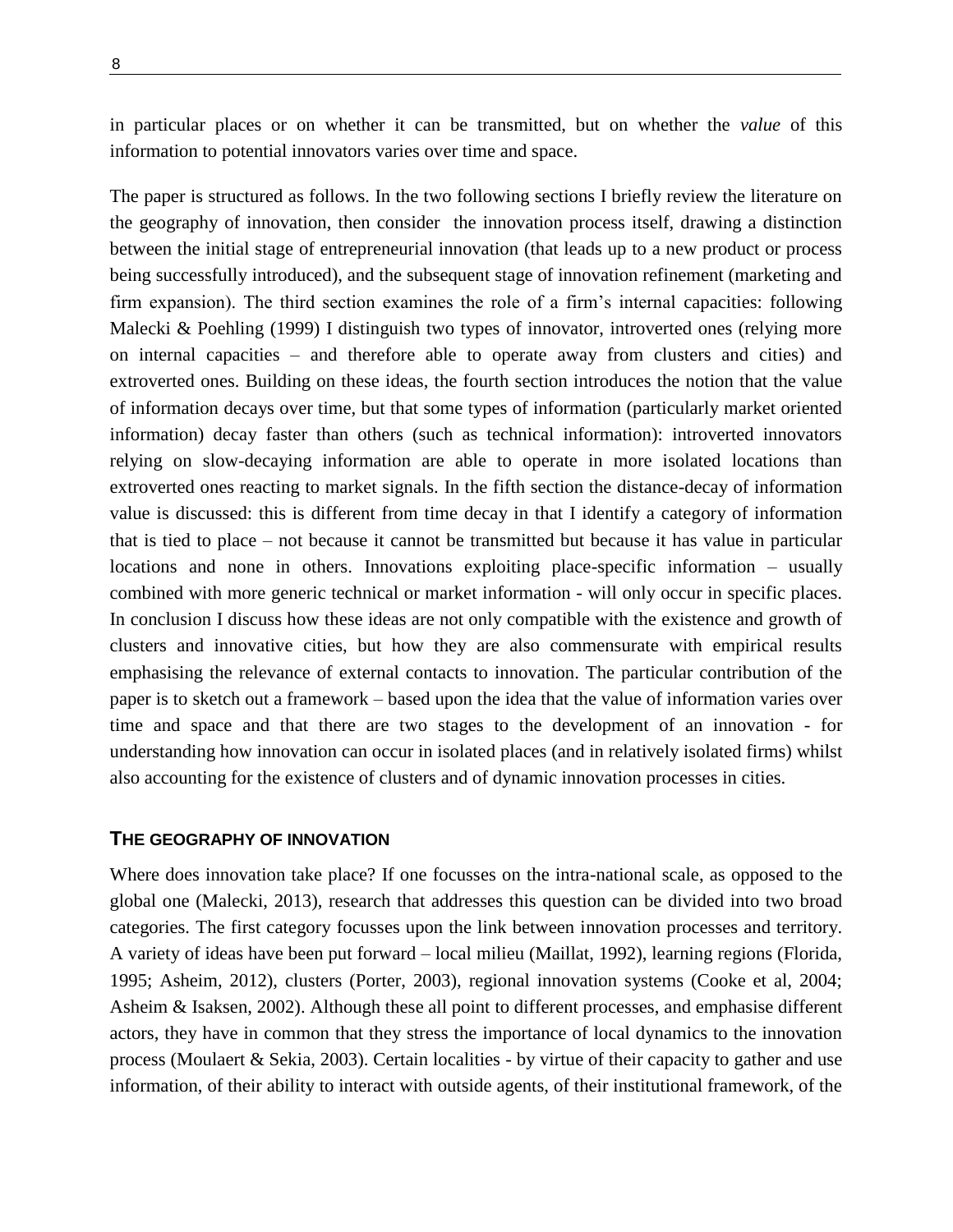in particular places or on whether it can be transmitted, but on whether the *value* of this information to potential innovators varies over time and space.

The paper is structured as follows. In the two following sections I briefly review the literature on the geography of innovation, then consider the innovation process itself, drawing a distinction between the initial stage of entrepreneurial innovation (that leads up to a new product or process being successfully introduced), and the subsequent stage of innovation refinement (marketing and firm expansion). The third section examines the role of a firm's internal capacities: following Malecki & Poehling (1999) I distinguish two types of innovator, introverted ones (relying more on internal capacities – and therefore able to operate away from clusters and cities) and extroverted ones. Building on these ideas, the fourth section introduces the notion that the value of information decays over time, but that some types of information (particularly market oriented information) decay faster than others (such as technical information): introverted innovators relying on slow-decaying information are able to operate in more isolated locations than extroverted ones reacting to market signals. In the fifth section the distance-decay of information value is discussed: this is different from time decay in that I identify a category of information that is tied to place – not because it cannot be transmitted but because it has value in particular locations and none in others. Innovations exploiting place-specific information – usually combined with more generic technical or market information - will only occur in specific places. In conclusion I discuss how these ideas are not only compatible with the existence and growth of clusters and innovative cities, but how they are also commensurate with empirical results emphasising the relevance of external contacts to innovation. The particular contribution of the paper is to sketch out a framework – based upon the idea that the value of information varies over time and space and that there are two stages to the development of an innovation - for understanding how innovation can occur in isolated places (and in relatively isolated firms) whilst also accounting for the existence of clusters and of dynamic innovation processes in cities.

## THE GEOGRAPHY OF INNOVATION

Where does innovation take place? If one focusses on the intra-national scale, as opposed to the global one (Malecki, 2013), research that addresses this question can be divided into two broad categories. The first category focusses upon the link between innovation processes and territory. A variety of ideas have been put forward – local milieu (Maillat, 1992), learning regions (Florida, 1995; Asheim, 2012), clusters (Porter, 2003), regional innovation systems (Cooke et al, 2004; Asheim & Isaksen, 2002). Although these all point to different processes, and emphasise different actors, they have in common that they stress the importance of local dynamics to the innovation process (Moulaert & Sekia, 2003). Certain localities - by virtue of their capacity to gather and use information, of their ability to interact with outside agents, of their institutional framework, of the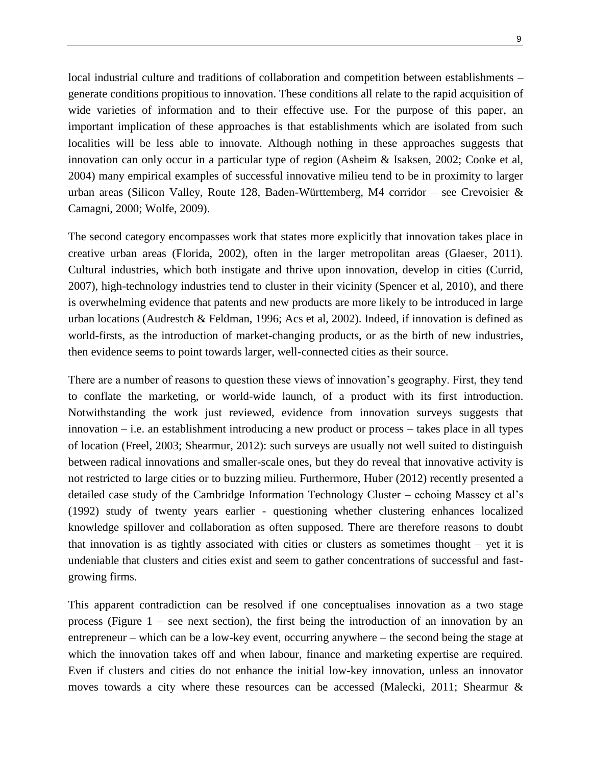local industrial culture and traditions of collaboration and competition between establishments – generate conditions propitious to innovation. These conditions all relate to the rapid acquisition of wide varieties of information and to their effective use. For the purpose of this paper, an important implication of these approaches is that establishments which are isolated from such localities will be less able to innovate. Although nothing in these approaches suggests that innovation can only occur in a particular type of region (Asheim & Isaksen, 2002; Cooke et al, 2004) many empirical examples of successful innovative milieu tend to be in proximity to larger urban areas (Silicon Valley, Route 128, Baden-Württemberg, M4 corridor – see Crevoisier & Camagni, 2000; Wolfe, 2009).

The second category encompasses work that states more explicitly that innovation takes place in creative urban areas (Florida, 2002), often in the larger metropolitan areas (Glaeser, 2011). Cultural industries, which both instigate and thrive upon innovation, develop in cities (Currid, 2007), high-technology industries tend to cluster in their vicinity (Spencer et al, 2010), and there is overwhelming evidence that patents and new products are more likely to be introduced in large urban locations (Audrestch & Feldman, 1996; Acs et al, 2002). Indeed, if innovation is defined as world-firsts, as the introduction of market-changing products, or as the birth of new industries, then evidence seems to point towards larger, well-connected cities as their source.

There are a number of reasons to question these views of innovation's geography. First, they tend to conflate the marketing, or world-wide launch, of a product with its first introduction. Notwithstanding the work just reviewed, evidence from innovation surveys suggests that innovation – i.e. an establishment introducing a new product or process – takes place in all types of location (Freel, 2003; Shearmur, 2012): such surveys are usually not well suited to distinguish between radical innovations and smaller-scale ones, but they do reveal that innovative activity is not restricted to large cities or to buzzing milieu. Furthermore, Huber (2012) recently presented a detailed case study of the Cambridge Information Technology Cluster – echoing Massey et al's (1992) study of twenty years earlier - questioning whether clustering enhances localized knowledge spillover and collaboration as often supposed. There are therefore reasons to doubt that innovation is as tightly associated with cities or clusters as sometimes thought – yet it is undeniable that clusters and cities exist and seem to gather concentrations of successful and fast-growing firms.

This apparent contradiction can be resolved if one conceptualises innovation as a two stage process (Figure 1 – see next section), the first being the introduction of an innovation by an entrepreneur – which can be a low-key event, occurring anywhere – the second being the stage at which the innovation takes off and when labour, finance and marketing expertise are required. Even if clusters and cities do not enhance the initial low-key innovation, unless an innovator moves towards a city where these resources can be accessed (Malecki, 2011; Shearmur &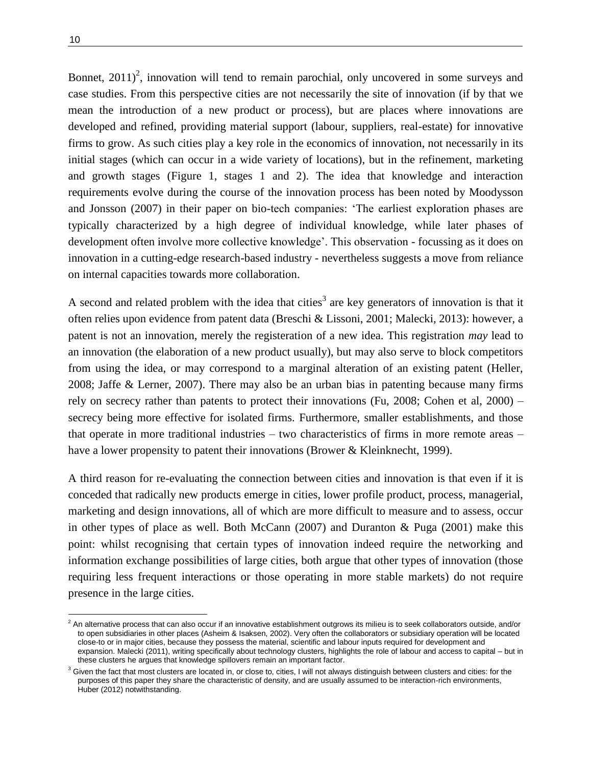Bonnet, 2011)[2], innovation will tend to remain parochial, only uncovered in some surveys and case studies. From this perspective cities are not necessarily the site of innovation (if by that we mean the introduction of a new product or process), but are places where innovations are developed and refined, providing material support (labour, suppliers, real-estate) for innovative firms to grow. As such cities play a key role in the economics of innovation, not necessarily in its initial stages (which can occur in a wide variety of locations), but in the refinement, marketing and growth stages (Figure 1, stages 1 and 2). The idea that knowledge and interaction requirements evolve during the course of the innovation process has been noted by Moodysson and Jonsson (2007) in their paper on bio-tech companies: 'The earliest exploration phases are typically characterized by a high degree of individual knowledge, while later phases of development often involve more collective knowledge'. This observation - focussing as it does on innovation in a cutting-edge research-based industry - nevertheless suggests a move from reliance on internal capacities towards more collaboration.

A second and related problem with the idea that cities[3] are key generators of innovation is that it often relies upon evidence from patent data (Breschi & Lissoni, 2001; Malecki, 2013): however, a patent is not an innovation, merely the registeration of a new idea. This registration *may* lead to an innovation (the elaboration of a new product usually), but may also serve to block competitors from using the idea, or may correspond to a marginal alteration of an existing patent (Heller, 2008; Jaffe & Lerner, 2007). There may also be an urban bias in patenting because many firms rely on secrecy rather than patents to protect their innovations (Fu, 2008; Cohen et al, 2000) – secrecy being more effective for isolated firms. Furthermore, smaller establishments, and those that operate in more traditional industries – two characteristics of firms in more remote areas – have a lower propensity to patent their innovations (Brower & Kleinknecht, 1999).

A third reason for re-evaluating the connection between cities and innovation is that even if it is conceded that radically new products emerge in cities, lower profile product, process, managerial, marketing and design innovations, all of which are more difficult to measure and to assess, occur in other types of place as well. Both McCann (2007) and Duranton & Puga (2001) make this point: whilst recognising that certain types of innovation indeed require the networking and information exchange possibilities of large cities, both argue that other types of innovation (those requiring less frequent interactions or those operating in more stable markets) do not require presence in the large cities.

[2] An alternative process that can also occur if an innovative establishment outgrows its milieu is to seek collaborators outside, and/or to open subsidiaries in other places (Asheim & Isaksen, 2002). Very often the collaborators or subsidiary operation will be located close-to or in major cities, because they possess the material, scientific and labour inputs required for development and expansion. Malecki (2011), writing specifically about technology clusters, highlights the role of labour and access to capital – but in these clusters he argues that knowledge spillovers remain an important factor.

[3] Given the fact that most clusters are located in, or close to, cities, I will not always distinguish between clusters and cities: for the purposes of this paper they share the characteristic of density, and are usually assumed to be interaction-rich environments, Huber (2012) notwithstanding.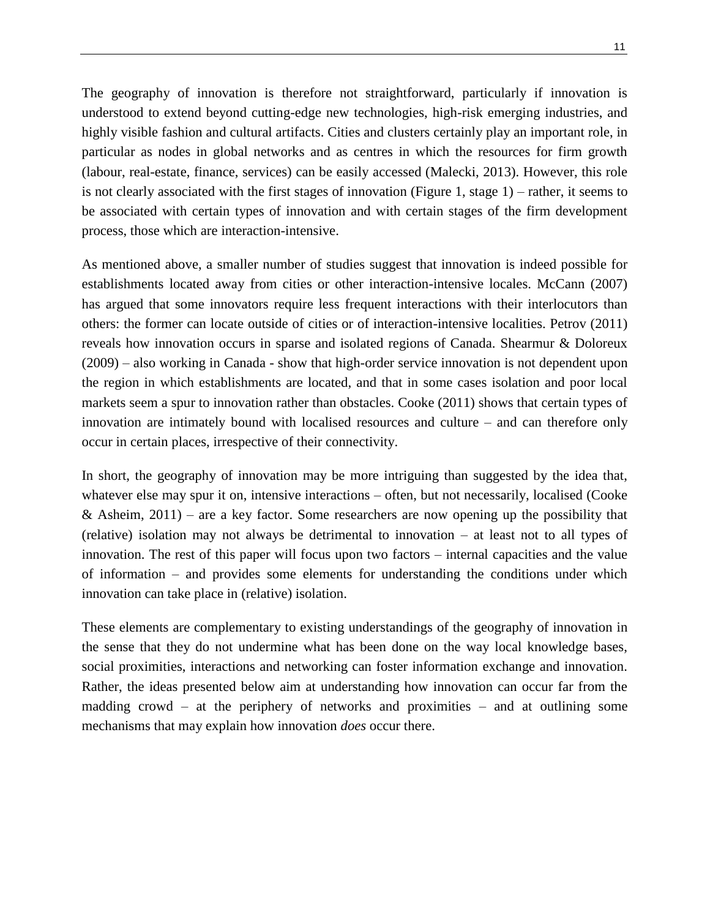The geography of innovation is therefore not straightforward, particularly if innovation is understood to extend beyond cutting-edge new technologies, high-risk emerging industries, and highly visible fashion and cultural artifacts. Cities and clusters certainly play an important role, in particular as nodes in global networks and as centres in which the resources for firm growth (labour, real-estate, finance, services) can be easily accessed (Malecki, 2013). However, this role is not clearly associated with the first stages of innovation (Figure 1, stage 1) – rather, it seems to be associated with certain types of innovation and with certain stages of the firm development process, those which are interaction-intensive.

As mentioned above, a smaller number of studies suggest that innovation is indeed possible for establishments located away from cities or other interaction-intensive locales. McCann (2007) has argued that some innovators require less frequent interactions with their interlocutors than others: the former can locate outside of cities or of interaction-intensive localities. Petrov (2011) reveals how innovation occurs in sparse and isolated regions of Canada. Shearmur & Doloreux (2009) – also working in Canada - show that high-order service innovation is not dependent upon the region in which establishments are located, and that in some cases isolation and poor local markets seem a spur to innovation rather than obstacles. Cooke (2011) shows that certain types of innovation are intimately bound with localised resources and culture – and can therefore only occur in certain places, irrespective of their connectivity.

In short, the geography of innovation may be more intriguing than suggested by the idea that, whatever else may spur it on, intensive interactions – often, but not necessarily, localised (Cooke & Asheim, 2011) – are a key factor. Some researchers are now opening up the possibility that (relative) isolation may not always be detrimental to innovation – at least not to all types of innovation. The rest of this paper will focus upon two factors – internal capacities and the value of information – and provides some elements for understanding the conditions under which innovation can take place in (relative) isolation.

These elements are complementary to existing understandings of the geography of innovation in the sense that they do not undermine what has been done on the way local knowledge bases, social proximities, interactions and networking can foster information exchange and innovation. Rather, the ideas presented below aim at understanding how innovation can occur far from the madding crowd – at the periphery of networks and proximities – and at outlining some mechanisms that may explain how innovation *does* occur there.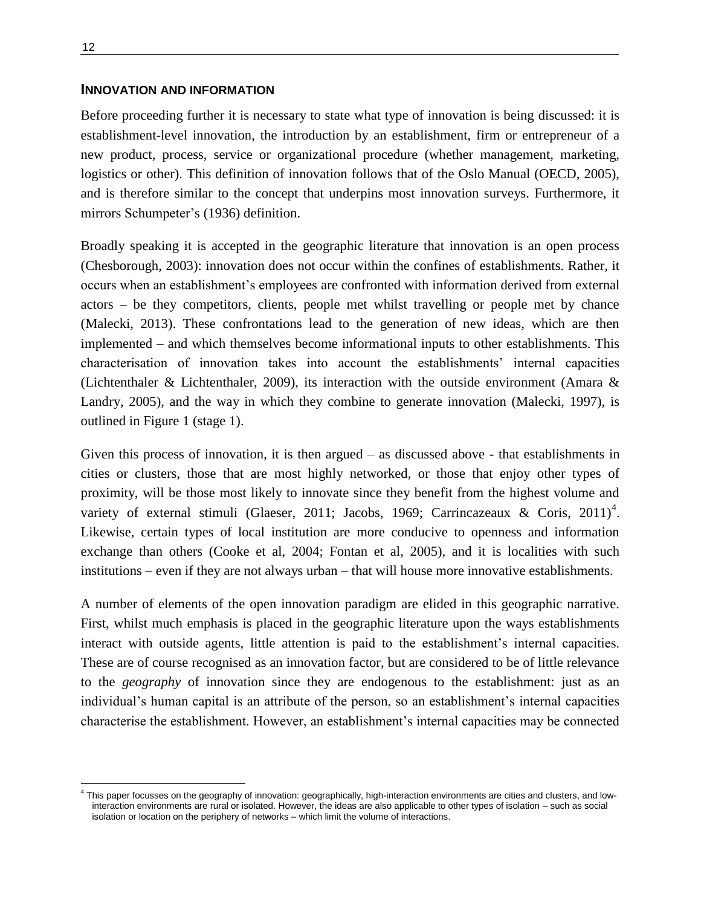## INNOVATION AND INFORMATION

Before proceeding further it is necessary to state what type of innovation is being discussed: it is establishment-level innovation, the introduction by an establishment, firm or entrepreneur of a new product, process, service or organizational procedure (whether management, marketing, logistics or other). This definition of innovation follows that of the Oslo Manual (OECD, 2005), and is therefore similar to the concept that underpins most innovation surveys. Furthermore, it mirrors Schumpeter's (1936) definition.

Broadly speaking it is accepted in the geographic literature that innovation is an open process (Chesborough, 2003): innovation does not occur within the confines of establishments. Rather, it occurs when an establishment's employees are confronted with information derived from external actors – be they competitors, clients, people met whilst travelling or people met by chance (Malecki, 2013). These confrontations lead to the generation of new ideas, which are then implemented – and which themselves become informational inputs to other establishments. This characterisation of innovation takes into account the establishments' internal capacities (Lichtenthaler & Lichtenthaler, 2009), its interaction with the outside environment (Amara & Landry, 2005), and the way in which they combine to generate innovation (Malecki, 1997), is outlined in Figure 1 (stage 1).

Given this process of innovation, it is then argued – as discussed above - that establishments in cities or clusters, those that are most highly networked, or those that enjoy other types of proximity, will be those most likely to innovate since they benefit from the highest volume and variety of external stimuli (Glaeser, 2011; Jacobs, 1969; Carrincazeaux & Coris, 2011)[4]. Likewise, certain types of local institution are more conducive to openness and information exchange than others (Cooke et al, 2004; Fontan et al, 2005), and it is localities with such institutions – even if they are not always urban – that will house more innovative establishments.

A number of elements of the open innovation paradigm are elided in this geographic narrative. First, whilst much emphasis is placed in the geographic literature upon the ways establishments interact with outside agents, little attention is paid to the establishment's internal capacities. These are of course recognised as an innovation factor, but are considered to be of little relevance to the *geography* of innovation since they are endogenous to the establishment: just as an individual's human capital is an attribute of the person, so an establishment's internal capacities characterise the establishment. However, an establishment's internal capacities may be connected

[4] This paper focusses on the geography of innovation: geographically, high-interaction environments are cities and clusters, and low-interaction environments are rural or isolated. However, the ideas are also applicable to other types of isolation – such as social isolation or location on the periphery of networks – which limit the volume of interactions.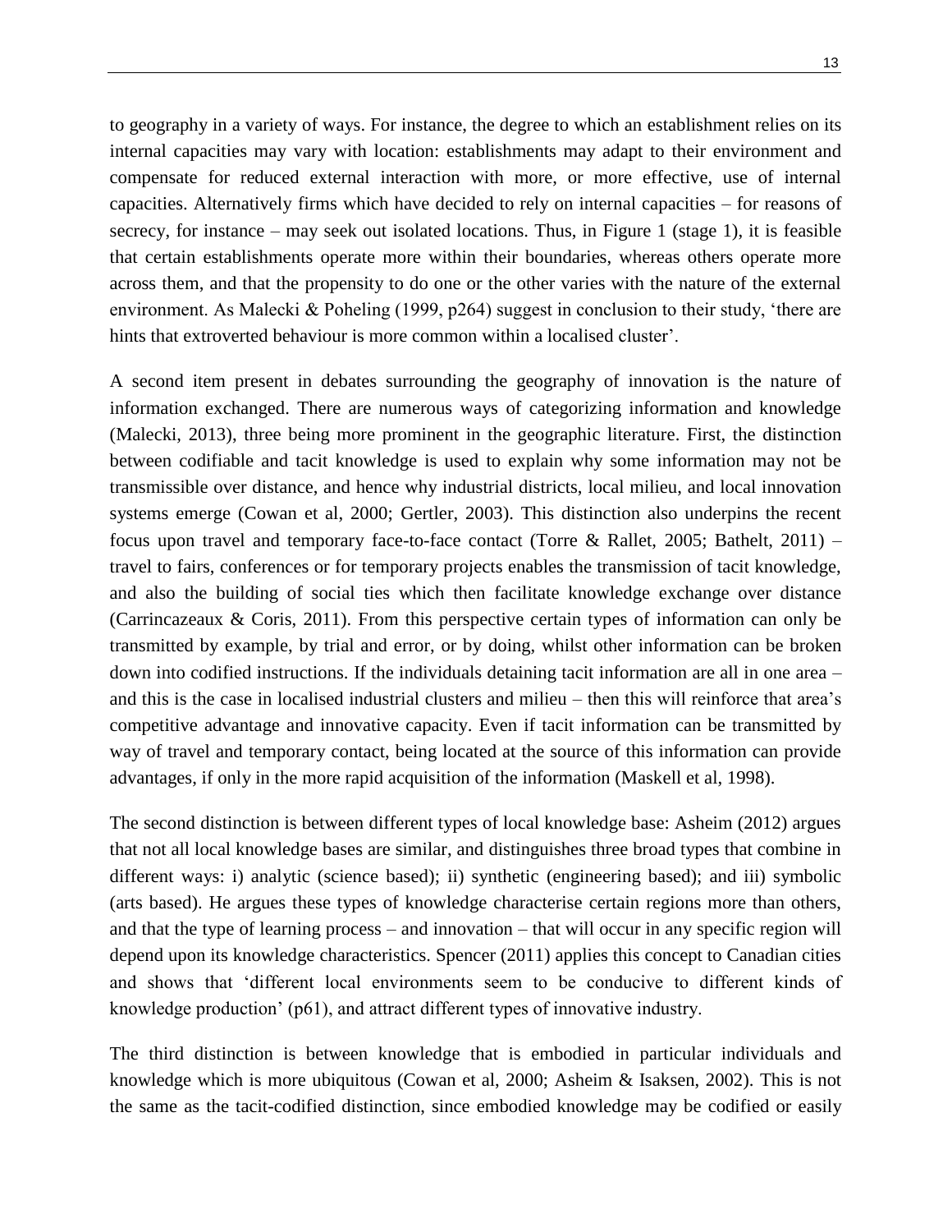to geography in a variety of ways. For instance, the degree to which an establishment relies on its internal capacities may vary with location: establishments may adapt to their environment and compensate for reduced external interaction with more, or more effective, use of internal capacities. Alternatively firms which have decided to rely on internal capacities – for reasons of secrecy, for instance – may seek out isolated locations. Thus, in Figure 1 (stage 1), it is feasible that certain establishments operate more within their boundaries, whereas others operate more across them, and that the propensity to do one or the other varies with the nature of the external environment. As Malecki & Poheling (1999, p264) suggest in conclusion to their study, 'there are hints that extroverted behaviour is more common within a localised cluster'.

A second item present in debates surrounding the geography of innovation is the nature of information exchanged. There are numerous ways of categorizing information and knowledge (Malecki, 2013), three being more prominent in the geographic literature. First, the distinction between codifiable and tacit knowledge is used to explain why some information may not be transmissible over distance, and hence why industrial districts, local milieu, and local innovation systems emerge (Cowan et al, 2000; Gertler, 2003). This distinction also underpins the recent focus upon travel and temporary face-to-face contact (Torre & Rallet, 2005; Bathelt, 2011) – travel to fairs, conferences or for temporary projects enables the transmission of tacit knowledge, and also the building of social ties which then facilitate knowledge exchange over distance (Carrincazeaux & Coris, 2011). From this perspective certain types of information can only be transmitted by example, by trial and error, or by doing, whilst other information can be broken down into codified instructions. If the individuals detaining tacit information are all in one area – and this is the case in localised industrial clusters and milieu – then this will reinforce that area's competitive advantage and innovative capacity. Even if tacit information can be transmitted by way of travel and temporary contact, being located at the source of this information can provide advantages, if only in the more rapid acquisition of the information (Maskell et al, 1998).

The second distinction is between different types of local knowledge base: Asheim (2012) argues that not all local knowledge bases are similar, and distinguishes three broad types that combine in different ways: i) analytic (science based); ii) synthetic (engineering based); and iii) symbolic (arts based). He argues these types of knowledge characterise certain regions more than others, and that the type of learning process – and innovation – that will occur in any specific region will depend upon its knowledge characteristics. Spencer (2011) applies this concept to Canadian cities and shows that 'different local environments seem to be conducive to different kinds of knowledge production' (p61), and attract different types of innovative industry.

The third distinction is between knowledge that is embodied in particular individuals and knowledge which is more ubiquitous (Cowan et al, 2000; Asheim & Isaksen, 2002). This is not the same as the tacit-codified distinction, since embodied knowledge may be codified or easily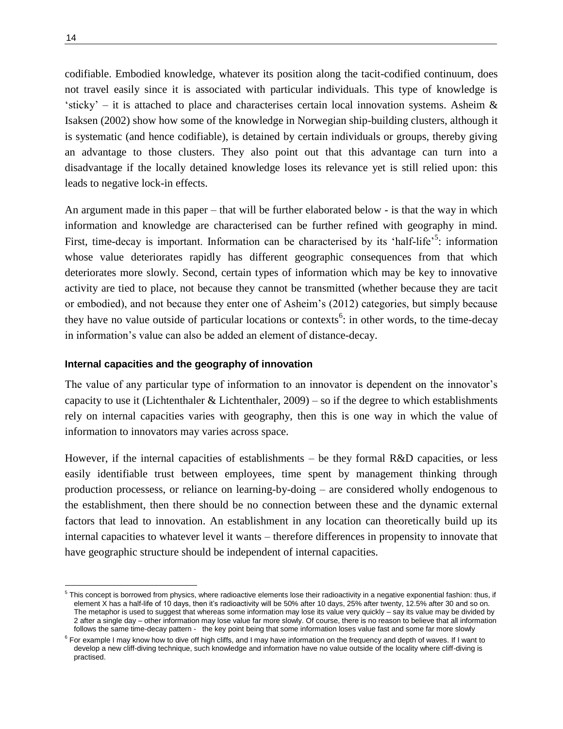codifiable. Embodied knowledge, whatever its position along the tacit-codified continuum, does not travel easily since it is associated with particular individuals. This type of knowledge is 'sticky' – it is attached to place and characterises certain local innovation systems. Asheim & Isaksen (2002) show how some of the knowledge in Norwegian ship-building clusters, although it is systematic (and hence codifiable), is detained by certain individuals or groups, thereby giving an advantage to those clusters. They also point out that this advantage can turn into a disadvantage if the locally detained knowledge loses its relevance yet is still relied upon: this leads to negative lock-in effects.

An argument made in this paper – that will be further elaborated below - is that the way in which information and knowledge are characterised can be further refined with geography in mind. First, time-decay is important. Information can be characterised by its 'half-life'[5]: information whose value deteriorates rapidly has different geographic consequences from that which deteriorates more slowly. Second, certain types of information which may be key to innovative activity are tied to place, not because they cannot be transmitted (whether because they are tacit or embodied), and not because they enter one of Asheim's (2012) categories, but simply because they have no value outside of particular locations or contexts[6]: in other words, to the time-decay in information's value can also be added an element of distance-decay.

### Internal capacities and the geography of innovation

The value of any particular type of information to an innovator is dependent on the innovator's capacity to use it (Lichtenthaler & Lichtenthaler, 2009) – so if the degree to which establishments rely on internal capacities varies with geography, then this is one way in which the value of information to innovators may varies across space.

However, if the internal capacities of establishments – be they formal R&D capacities, or less easily identifiable trust between employees, time spent by management thinking through production processess, or reliance on learning-by-doing – are considered wholly endogenous to the establishment, then there should be no connection between these and the dynamic external factors that lead to innovation. An establishment in any location can theoretically build up its internal capacities to whatever level it wants – therefore differences in propensity to innovate that have geographic structure should be independent of internal capacities.

---

[5] This concept is borrowed from physics, where radioactive elements lose their radioactivity in a negative exponential fashion: thus, if element X has a half-life of 10 days, then it's radioactivity will be 50% after 10 days, 25% after twenty, 12.5% after 30 and so on. The metaphor is used to suggest that whereas some information may lose its value very quickly – say its value may be divided by 2 after a single day – other information may lose value far more slowly. Of course, there is no reason to believe that all information follows the same time-decay pattern - the key point being that some information loses value fast and some far more slowly

[6] For example I may know how to dive off high cliffs, and I may have information on the frequency and depth of waves. If I want to develop a new cliff-diving technique, such knowledge and information have no value outside of the locality where cliff-diving is practised.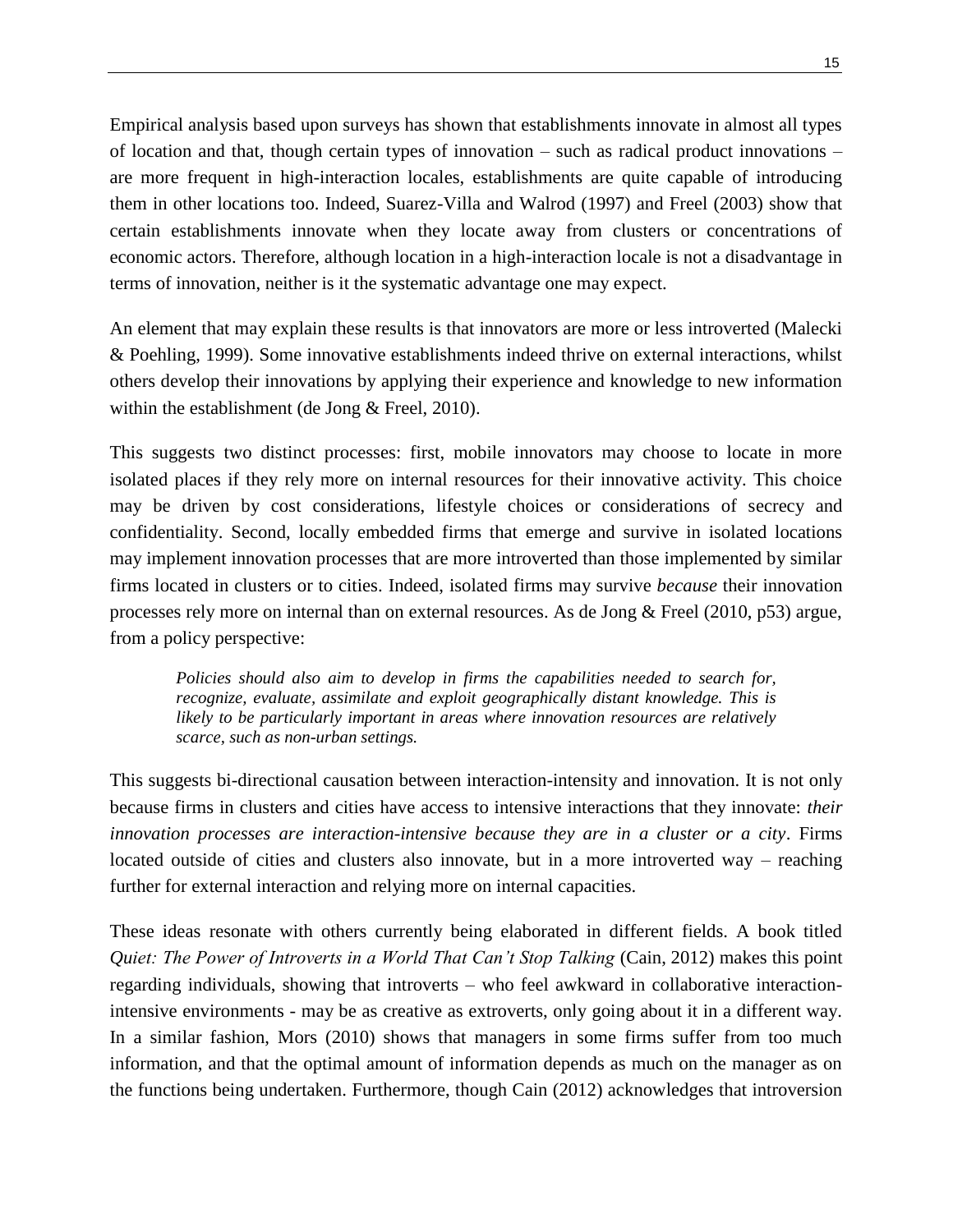Empirical analysis based upon surveys has shown that establishments innovate in almost all types of location and that, though certain types of innovation – such as radical product innovations – are more frequent in high-interaction locales, establishments are quite capable of introducing them in other locations too. Indeed, Suarez-Villa and Walrod (1997) and Freel (2003) show that certain establishments innovate when they locate away from clusters or concentrations of economic actors. Therefore, although location in a high-interaction locale is not a disadvantage in terms of innovation, neither is it the systematic advantage one may expect.

An element that may explain these results is that innovators are more or less introverted (Malecki & Poehling, 1999). Some innovative establishments indeed thrive on external interactions, whilst others develop their innovations by applying their experience and knowledge to new information within the establishment (de Jong & Freel, 2010).

This suggests two distinct processes: first, mobile innovators may choose to locate in more isolated places if they rely more on internal resources for their innovative activity. This choice may be driven by cost considerations, lifestyle choices or considerations of secrecy and confidentiality. Second, locally embedded firms that emerge and survive in isolated locations may implement innovation processes that are more introverted than those implemented by similar firms located in clusters or to cities. Indeed, isolated firms may survive *because* their innovation processes rely more on internal than on external resources. As de Jong & Freel (2010, p53) argue, from a policy perspective:

> *Policies should also aim to develop in firms the capabilities needed to search for, recognize, evaluate, assimilate and exploit geographically distant knowledge. This is likely to be particularly important in areas where innovation resources are relatively scarce, such as non-urban settings.*

This suggests bi-directional causation between interaction-intensity and innovation. It is not only because firms in clusters and cities have access to intensive interactions that they innovate: *their innovation processes are interaction-intensive because they are in a cluster or a city*. Firms located outside of cities and clusters also innovate, but in a more introverted way – reaching further for external interaction and relying more on internal capacities.

These ideas resonate with others currently being elaborated in different fields. A book titled *Quiet: The Power of Introverts in a World That Can't Stop Talking* (Cain, 2012) makes this point regarding individuals, showing that introverts – who feel awkward in collaborative interaction-intensive environments - may be as creative as extroverts, only going about it in a different way. In a similar fashion, Mors (2010) shows that managers in some firms suffer from too much information, and that the optimal amount of information depends as much on the manager as on the functions being undertaken. Furthermore, though Cain (2012) acknowledges that introversion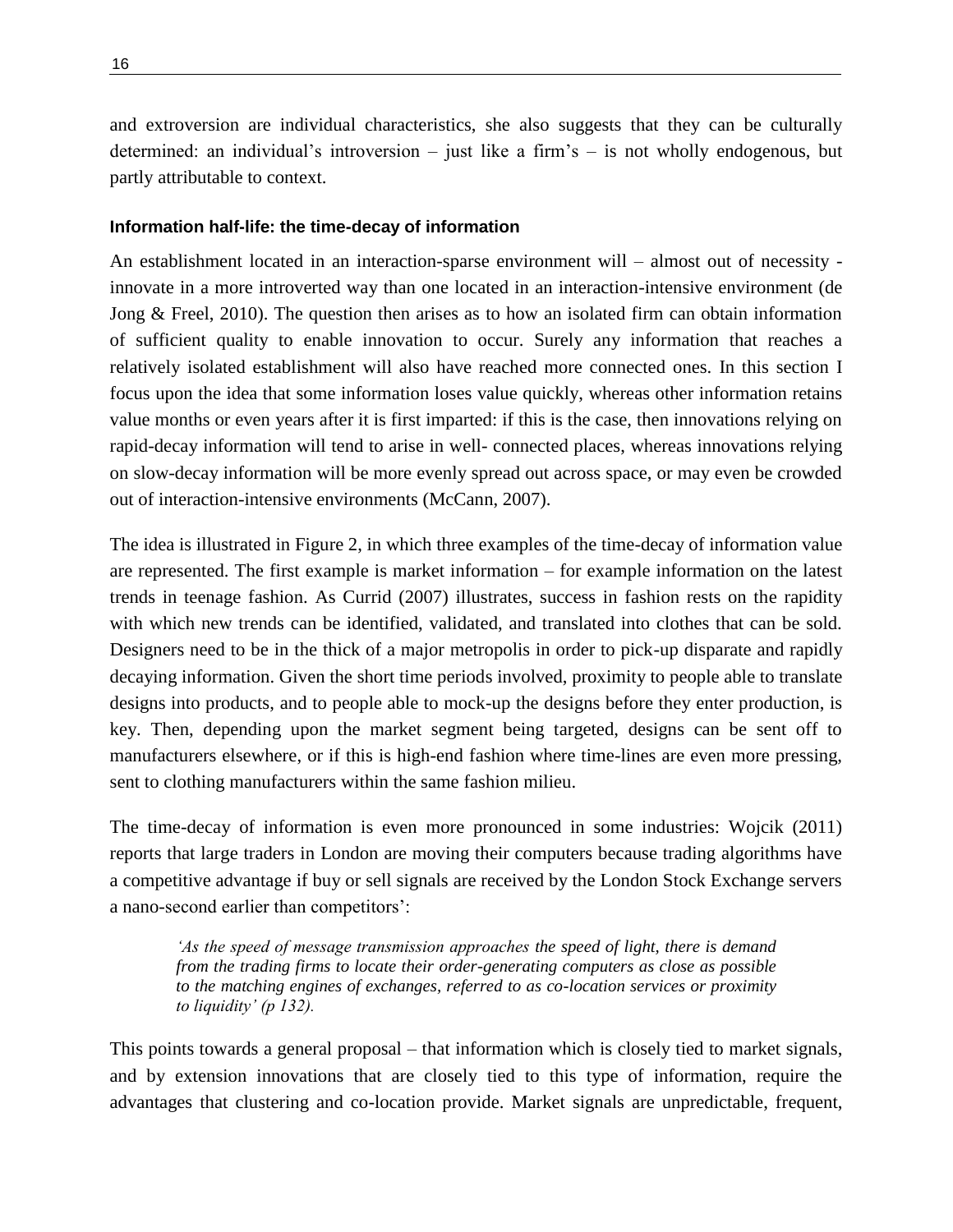and extroversion are individual characteristics, she also suggests that they can be culturally determined: an individual's introversion – just like a firm's – is not wholly endogenous, but partly attributable to context.

#### Information half-life: the time-decay of information

An establishment located in an interaction-sparse environment will – almost out of necessity - innovate in a more introverted way than one located in an interaction-intensive environment (de Jong & Freel, 2010). The question then arises as to how an isolated firm can obtain information of sufficient quality to enable innovation to occur. Surely any information that reaches a relatively isolated establishment will also have reached more connected ones. In this section I focus upon the idea that some information loses value quickly, whereas other information retains value months or even years after it is first imparted: if this is the case, then innovations relying on rapid-decay information will tend to arise in well- connected places, whereas innovations relying on slow-decay information will be more evenly spread out across space, or may even be crowded out of interaction-intensive environments (McCann, 2007).

The idea is illustrated in Figure 2, in which three examples of the time-decay of information value are represented. The first example is market information – for example information on the latest trends in teenage fashion. As Currid (2007) illustrates, success in fashion rests on the rapidity with which new trends can be identified, validated, and translated into clothes that can be sold. Designers need to be in the thick of a major metropolis in order to pick-up disparate and rapidly decaying information. Given the short time periods involved, proximity to people able to translate designs into products, and to people able to mock-up the designs before they enter production, is key. Then, depending upon the market segment being targeted, designs can be sent off to manufacturers elsewhere, or if this is high-end fashion where time-lines are even more pressing, sent to clothing manufacturers within the same fashion milieu.

The time-decay of information is even more pronounced in some industries: Wojcik (2011) reports that large traders in London are moving their computers because trading algorithms have a competitive advantage if buy or sell signals are received by the London Stock Exchange servers a nano-second earlier than competitors':

> *'As the speed of message transmission approaches the speed of light, there is demand from the trading firms to locate their order-generating computers as close as possible to the matching engines of exchanges, referred to as co-location services or proximity to liquidity' (p 132).*

This points towards a general proposal – that information which is closely tied to market signals, and by extension innovations that are closely tied to this type of information, require the advantages that clustering and co-location provide. Market signals are unpredictable, frequent,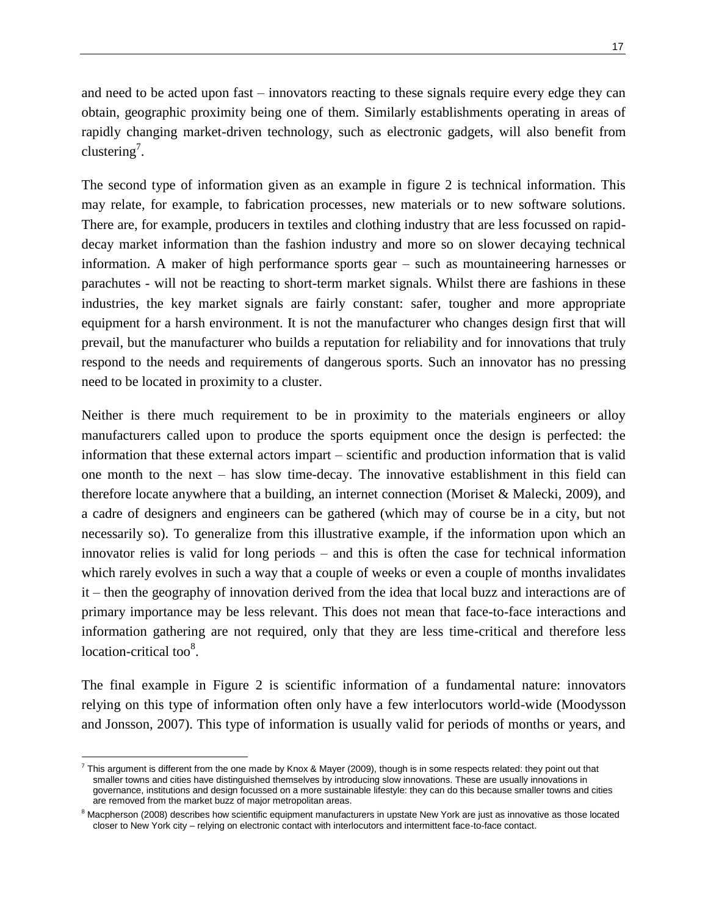and need to be acted upon fast – innovators reacting to these signals require every edge they can obtain, geographic proximity being one of them. Similarly establishments operating in areas of rapidly changing market-driven technology, such as electronic gadgets, will also benefit from clustering[7].

The second type of information given as an example in figure 2 is technical information. This may relate, for example, to fabrication processes, new materials or to new software solutions. There are, for example, producers in textiles and clothing industry that are less focussed on rapid-decay market information than the fashion industry and more so on slower decaying technical information. A maker of high performance sports gear – such as mountaineering harnesses or parachutes - will not be reacting to short-term market signals. Whilst there are fashions in these industries, the key market signals are fairly constant: safer, tougher and more appropriate equipment for a harsh environment. It is not the manufacturer who changes design first that will prevail, but the manufacturer who builds a reputation for reliability and for innovations that truly respond to the needs and requirements of dangerous sports. Such an innovator has no pressing need to be located in proximity to a cluster.

Neither is there much requirement to be in proximity to the materials engineers or alloy manufacturers called upon to produce the sports equipment once the design is perfected: the information that these external actors impart – scientific and production information that is valid one month to the next – has slow time-decay. The innovative establishment in this field can therefore locate anywhere that a building, an internet connection (Moriset & Malecki, 2009), and a cadre of designers and engineers can be gathered (which may of course be in a city, but not necessarily so). To generalize from this illustrative example, if the information upon which an innovator relies is valid for long periods – and this is often the case for technical information which rarely evolves in such a way that a couple of weeks or even a couple of months invalidates it – then the geography of innovation derived from the idea that local buzz and interactions are of primary importance may be less relevant. This does not mean that face-to-face interactions and information gathering are not required, only that they are less time-critical and therefore less location-critical too[8].

The final example in Figure 2 is scientific information of a fundamental nature: innovators relying on this type of information often only have a few interlocutors world-wide (Moodysson and Jonsson, 2007). This type of information is usually valid for periods of months or years, and

---

[7] This argument is different from the one made by Knox & Mayer (2009), though is in some respects related: they point out that smaller towns and cities have distinguished themselves by introducing slow innovations. These are usually innovations in governance, institutions and design focussed on a more sustainable lifestyle: they can do this because smaller towns and cities are removed from the market buzz of major metropolitan areas.

[8] Macpherson (2008) describes how scientific equipment manufacturers in upstate New York are just as innovative as those located closer to New York city – relying on electronic contact with interlocutors and intermittent face-to-face contact.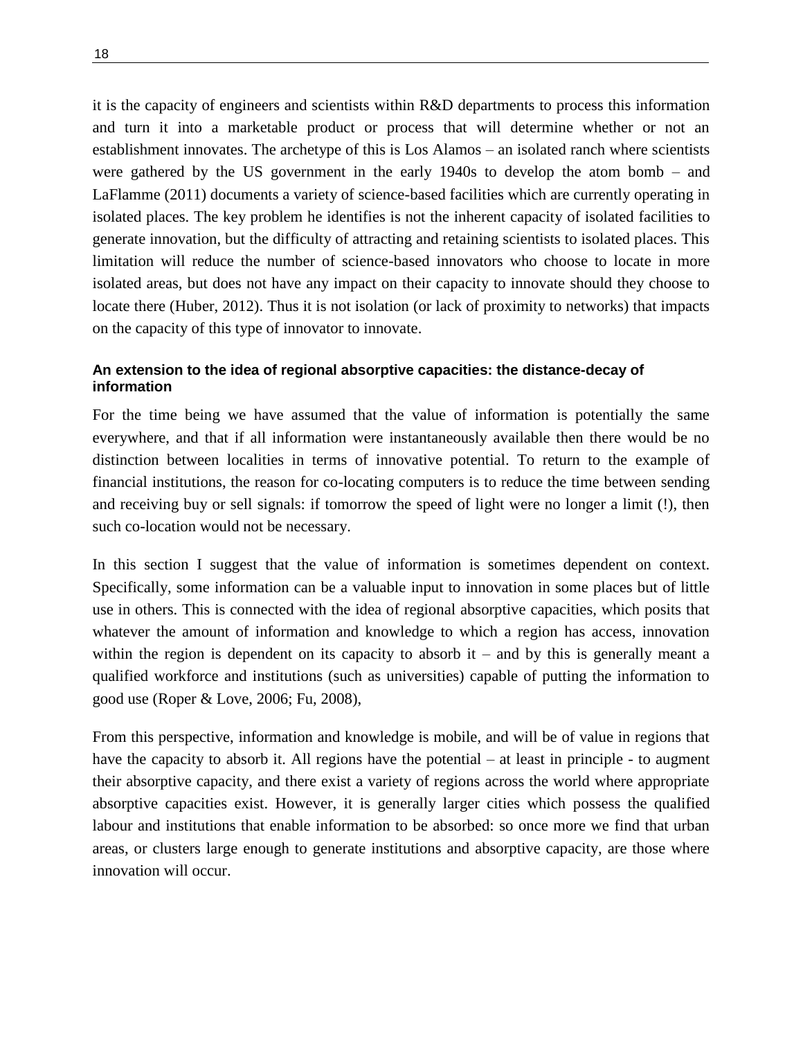it is the capacity of engineers and scientists within R&D departments to process this information and turn it into a marketable product or process that will determine whether or not an establishment innovates. The archetype of this is Los Alamos – an isolated ranch where scientists were gathered by the US government in the early 1940s to develop the atom bomb – and LaFlamme (2011) documents a variety of science-based facilities which are currently operating in isolated places. The key problem he identifies is not the inherent capacity of isolated facilities to generate innovation, but the difficulty of attracting and retaining scientists to isolated places. This limitation will reduce the number of science-based innovators who choose to locate in more isolated areas, but does not have any impact on their capacity to innovate should they choose to locate there (Huber, 2012). Thus it is not isolation (or lack of proximity to networks) that impacts on the capacity of this type of innovator to innovate.

#### An extension to the idea of regional absorptive capacities: the distance-decay of information

For the time being we have assumed that the value of information is potentially the same everywhere, and that if all information were instantaneously available then there would be no distinction between localities in terms of innovative potential. To return to the example of financial institutions, the reason for co-locating computers is to reduce the time between sending and receiving buy or sell signals: if tomorrow the speed of light were no longer a limit (!), then such co-location would not be necessary.

In this section I suggest that the value of information is sometimes dependent on context. Specifically, some information can be a valuable input to innovation in some places but of little use in others. This is connected with the idea of regional absorptive capacities, which posits that whatever the amount of information and knowledge to which a region has access, innovation within the region is dependent on its capacity to absorb it – and by this is generally meant a qualified workforce and institutions (such as universities) capable of putting the information to good use (Roper & Love, 2006; Fu, 2008),

From this perspective, information and knowledge is mobile, and will be of value in regions that have the capacity to absorb it. All regions have the potential – at least in principle - to augment their absorptive capacity, and there exist a variety of regions across the world where appropriate absorptive capacities exist. However, it is generally larger cities which possess the qualified labour and institutions that enable information to be absorbed: so once more we find that urban areas, or clusters large enough to generate institutions and absorptive capacity, are those where innovation will occur.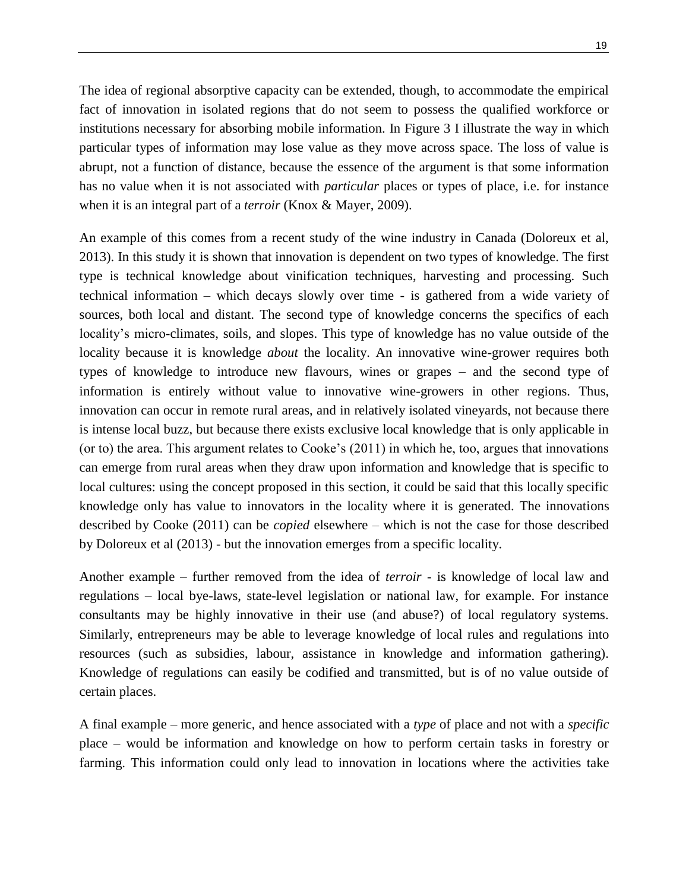The idea of regional absorptive capacity can be extended, though, to accommodate the empirical fact of innovation in isolated regions that do not seem to possess the qualified workforce or institutions necessary for absorbing mobile information. In Figure 3 I illustrate the way in which particular types of information may lose value as they move across space. The loss of value is abrupt, not a function of distance, because the essence of the argument is that some information has no value when it is not associated with *particular* places or types of place, i.e. for instance when it is an integral part of a *terroir* (Knox & Mayer, 2009).

An example of this comes from a recent study of the wine industry in Canada (Doloreux et al, 2013). In this study it is shown that innovation is dependent on two types of knowledge. The first type is technical knowledge about vinification techniques, harvesting and processing. Such technical information – which decays slowly over time - is gathered from a wide variety of sources, both local and distant. The second type of knowledge concerns the specifics of each locality's micro-climates, soils, and slopes. This type of knowledge has no value outside of the locality because it is knowledge *about* the locality. An innovative wine-grower requires both types of knowledge to introduce new flavours, wines or grapes – and the second type of information is entirely without value to innovative wine-growers in other regions. Thus, innovation can occur in remote rural areas, and in relatively isolated vineyards, not because there is intense local buzz, but because there exists exclusive local knowledge that is only applicable in (or to) the area. This argument relates to Cooke's (2011) in which he, too, argues that innovations can emerge from rural areas when they draw upon information and knowledge that is specific to local cultures: using the concept proposed in this section, it could be said that this locally specific knowledge only has value to innovators in the locality where it is generated. The innovations described by Cooke (2011) can be *copied* elsewhere – which is not the case for those described by Doloreux et al (2013) - but the innovation emerges from a specific locality.

Another example – further removed from the idea of *terroir* - is knowledge of local law and regulations – local bye-laws, state-level legislation or national law, for example. For instance consultants may be highly innovative in their use (and abuse?) of local regulatory systems. Similarly, entrepreneurs may be able to leverage knowledge of local rules and regulations into resources (such as subsidies, labour, assistance in knowledge and information gathering). Knowledge of regulations can easily be codified and transmitted, but is of no value outside of certain places.

A final example – more generic, and hence associated with a *type* of place and not with a *specific* place – would be information and knowledge on how to perform certain tasks in forestry or farming. This information could only lead to innovation in locations where the activities take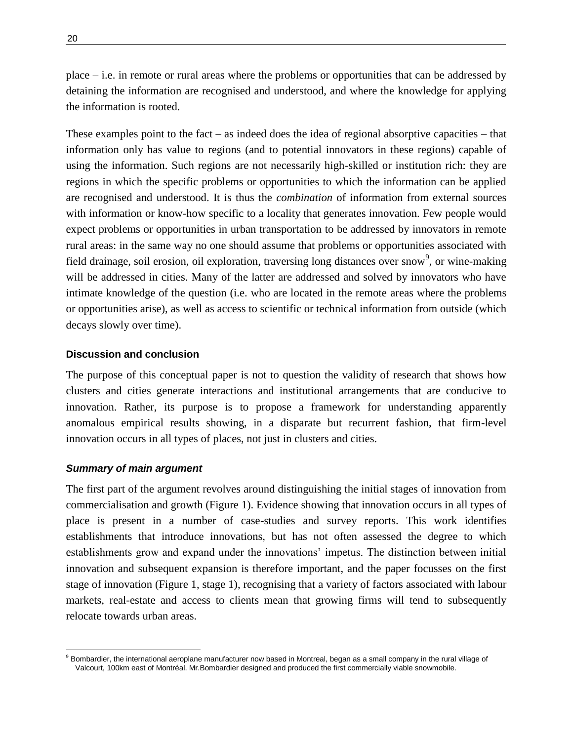place – i.e. in remote or rural areas where the problems or opportunities that can be addressed by detaining the information are recognised and understood, and where the knowledge for applying the information is rooted.

These examples point to the fact – as indeed does the idea of regional absorptive capacities – that information only has value to regions (and to potential innovators in these regions) capable of using the information. Such regions are not necessarily high-skilled or institution rich: they are regions in which the specific problems or opportunities to which the information can be applied are recognised and understood. It is thus the *combination* of information from external sources with information or know-how specific to a locality that generates innovation. Few people would expect problems or opportunities in urban transportation to be addressed by innovators in remote rural areas: in the same way no one should assume that problems or opportunities associated with field drainage, soil erosion, oil exploration, traversing long distances over snow[9], or wine-making will be addressed in cities. Many of the latter are addressed and solved by innovators who have intimate knowledge of the question (i.e. who are located in the remote areas where the problems or opportunities arise), as well as access to scientific or technical information from outside (which decays slowly over time).

### Discussion and conclusion

The purpose of this conceptual paper is not to question the validity of research that shows how clusters and cities generate interactions and institutional arrangements that are conducive to innovation. Rather, its purpose is to propose a framework for understanding apparently anomalous empirical results showing, in a disparate but recurrent fashion, that firm-level innovation occurs in all types of places, not just in clusters and cities.

#### *Summary of main argument*

The first part of the argument revolves around distinguishing the initial stages of innovation from commercialisation and growth (Figure 1). Evidence showing that innovation occurs in all types of place is present in a number of case-studies and survey reports. This work identifies establishments that introduce innovations, but has not often assessed the degree to which establishments grow and expand under the innovations' impetus. The distinction between initial innovation and subsequent expansion is therefore important, and the paper focusses on the first stage of innovation (Figure 1, stage 1), recognising that a variety of factors associated with labour markets, real-estate and access to clients mean that growing firms will tend to subsequently relocate towards urban areas.

---

[9] Bombardier, the international aeroplane manufacturer now based in Montreal, began as a small company in the rural village of Valcourt, 100km east of Montréal. Mr.Bombardier designed and produced the first commercially viable snowmobile.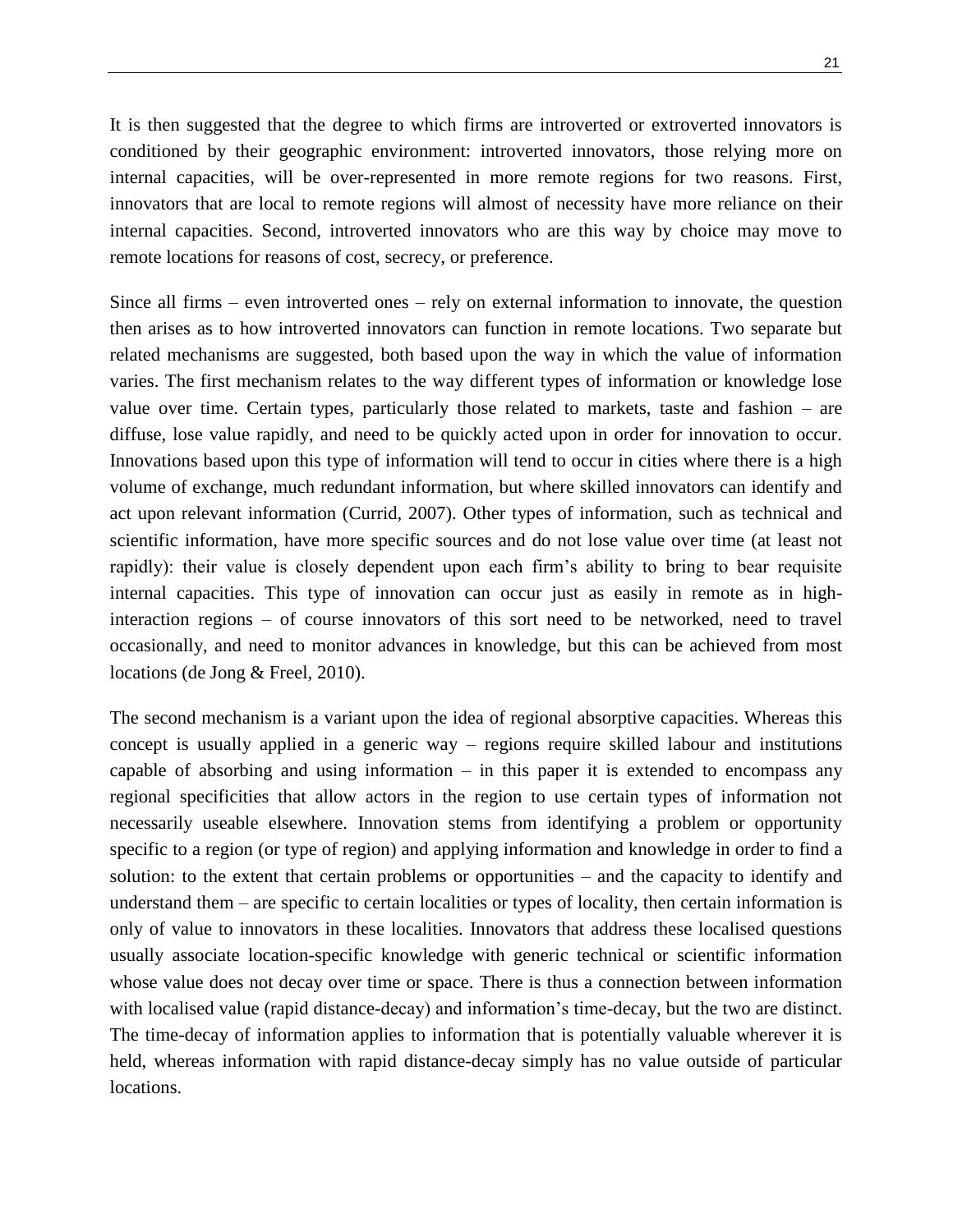It is then suggested that the degree to which firms are introverted or extroverted innovators is conditioned by their geographic environment: introverted innovators, those relying more on internal capacities, will be over-represented in more remote regions for two reasons. First, innovators that are local to remote regions will almost of necessity have more reliance on their internal capacities. Second, introverted innovators who are this way by choice may move to remote locations for reasons of cost, secrecy, or preference.

Since all firms – even introverted ones – rely on external information to innovate, the question then arises as to how introverted innovators can function in remote locations. Two separate but related mechanisms are suggested, both based upon the way in which the value of information varies. The first mechanism relates to the way different types of information or knowledge lose value over time. Certain types, particularly those related to markets, taste and fashion – are diffuse, lose value rapidly, and need to be quickly acted upon in order for innovation to occur. Innovations based upon this type of information will tend to occur in cities where there is a high volume of exchange, much redundant information, but where skilled innovators can identify and act upon relevant information (Currid, 2007). Other types of information, such as technical and scientific information, have more specific sources and do not lose value over time (at least not rapidly): their value is closely dependent upon each firm's ability to bring to bear requisite internal capacities. This type of innovation can occur just as easily in remote as in high-interaction regions – of course innovators of this sort need to be networked, need to travel occasionally, and need to monitor advances in knowledge, but this can be achieved from most locations (de Jong & Freel, 2010).

The second mechanism is a variant upon the idea of regional absorptive capacities. Whereas this concept is usually applied in a generic way – regions require skilled labour and institutions capable of absorbing and using information – in this paper it is extended to encompass any regional specificities that allow actors in the region to use certain types of information not necessarily useable elsewhere. Innovation stems from identifying a problem or opportunity specific to a region (or type of region) and applying information and knowledge in order to find a solution: to the extent that certain problems or opportunities – and the capacity to identify and understand them – are specific to certain localities or types of locality, then certain information is only of value to innovators in these localities. Innovators that address these localised questions usually associate location-specific knowledge with generic technical or scientific information whose value does not decay over time or space. There is thus a connection between information with localised value (rapid distance-decay) and information's time-decay, but the two are distinct. The time-decay of information applies to information that is potentially valuable wherever it is held, whereas information with rapid distance-decay simply has no value outside of particular locations.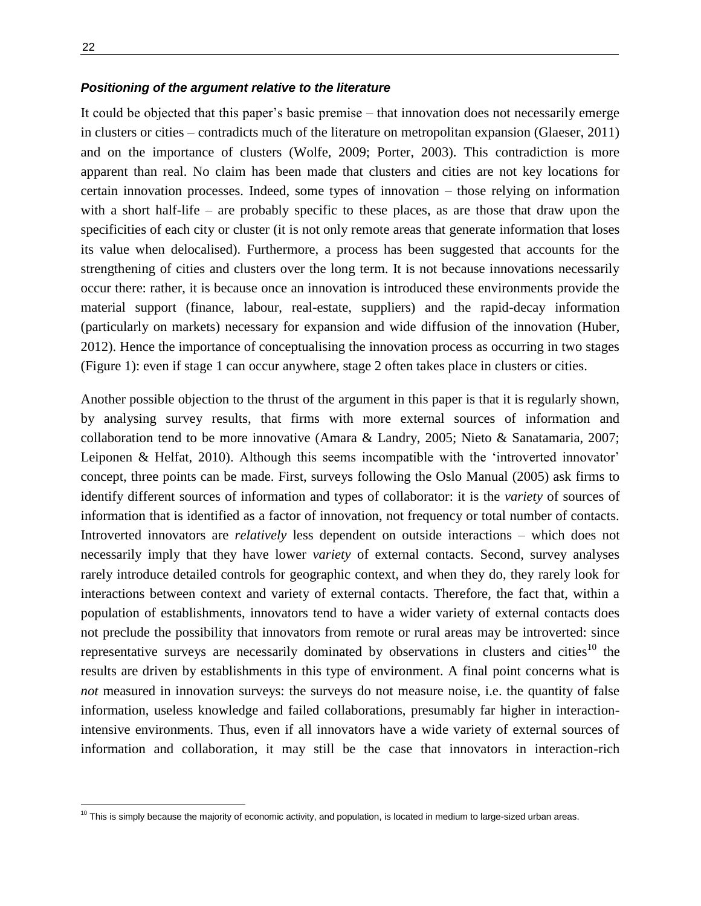### ***Positioning of the argument relative to the literature***

It could be objected that this paper's basic premise – that innovation does not necessarily emerge in clusters or cities – contradicts much of the literature on metropolitan expansion (Glaeser, 2011) and on the importance of clusters (Wolfe, 2009; Porter, 2003). This contradiction is more apparent than real. No claim has been made that clusters and cities are not key locations for certain innovation processes. Indeed, some types of innovation – those relying on information with a short half-life – are probably specific to these places, as are those that draw upon the specificities of each city or cluster (it is not only remote areas that generate information that loses its value when delocalised). Furthermore, a process has been suggested that accounts for the strengthening of cities and clusters over the long term. It is not because innovations necessarily occur there: rather, it is because once an innovation is introduced these environments provide the material support (finance, labour, real-estate, suppliers) and the rapid-decay information (particularly on markets) necessary for expansion and wide diffusion of the innovation (Huber, 2012). Hence the importance of conceptualising the innovation process as occurring in two stages (Figure 1): even if stage 1 can occur anywhere, stage 2 often takes place in clusters or cities.

Another possible objection to the thrust of the argument in this paper is that it is regularly shown, by analysing survey results, that firms with more external sources of information and collaboration tend to be more innovative (Amara & Landry, 2005; Nieto & Sanatamaria, 2007; Leiponen & Helfat, 2010). Although this seems incompatible with the 'introverted innovator' concept, three points can be made. First, surveys following the Oslo Manual (2005) ask firms to identify different sources of information and types of collaborator: it is the *variety* of sources of information that is identified as a factor of innovation, not frequency or total number of contacts. Introverted innovators are *relatively* less dependent on outside interactions – which does not necessarily imply that they have lower *variety* of external contacts. Second, survey analyses rarely introduce detailed controls for geographic context, and when they do, they rarely look for interactions between context and variety of external contacts. Therefore, the fact that, within a population of establishments, innovators tend to have a wider variety of external contacts does not preclude the possibility that innovators from remote or rural areas may be introverted: since representative surveys are necessarily dominated by observations in clusters and cities[10] the results are driven by establishments in this type of environment. A final point concerns what is *not* measured in innovation surveys: the surveys do not measure noise, i.e. the quantity of false information, useless knowledge and failed collaborations, presumably far higher in interaction-intensive environments. Thus, even if all innovators have a wide variety of external sources of information and collaboration, it may still be the case that innovators in interaction-rich

[10] This is simply because the majority of economic activity, and population, is located in medium to large-sized urban areas.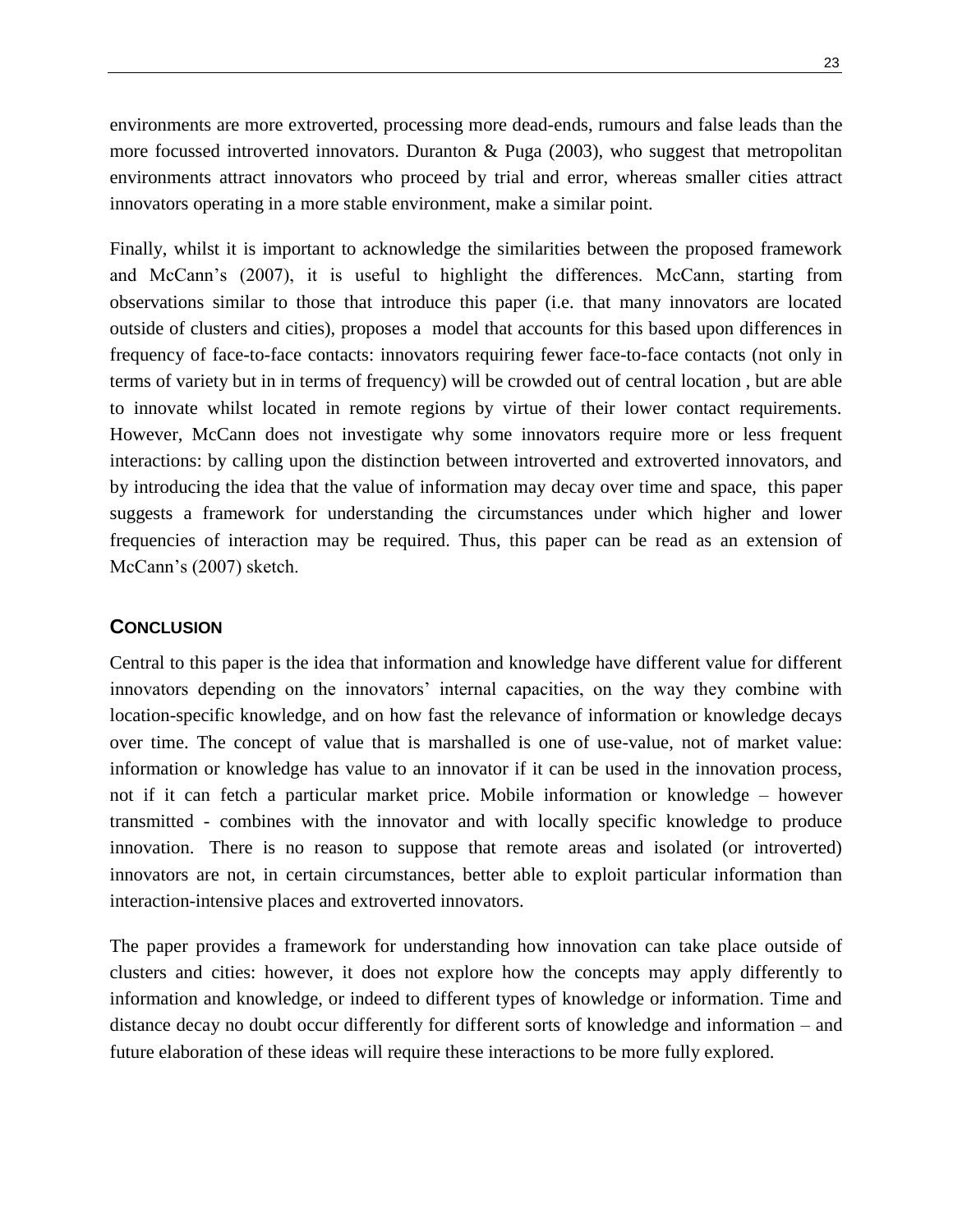environments are more extroverted, processing more dead-ends, rumours and false leads than the more focussed introverted innovators. Duranton & Puga (2003), who suggest that metropolitan environments attract innovators who proceed by trial and error, whereas smaller cities attract innovators operating in a more stable environment, make a similar point.

Finally, whilst it is important to acknowledge the similarities between the proposed framework and McCann's (2007), it is useful to highlight the differences. McCann, starting from observations similar to those that introduce this paper (i.e. that many innovators are located outside of clusters and cities), proposes a model that accounts for this based upon differences in frequency of face-to-face contacts: innovators requiring fewer face-to-face contacts (not only in terms of variety but in in terms of frequency) will be crowded out of central location , but are able to innovate whilst located in remote regions by virtue of their lower contact requirements. However, McCann does not investigate why some innovators require more or less frequent interactions: by calling upon the distinction between introverted and extroverted innovators, and by introducing the idea that the value of information may decay over time and space, this paper suggests a framework for understanding the circumstances under which higher and lower frequencies of interaction may be required. Thus, this paper can be read as an extension of McCann's (2007) sketch.

## CONCLUSION

Central to this paper is the idea that information and knowledge have different value for different innovators depending on the innovators' internal capacities, on the way they combine with location-specific knowledge, and on how fast the relevance of information or knowledge decays over time. The concept of value that is marshalled is one of use-value, not of market value: information or knowledge has value to an innovator if it can be used in the innovation process, not if it can fetch a particular market price. Mobile information or knowledge – however transmitted - combines with the innovator and with locally specific knowledge to produce innovation. There is no reason to suppose that remote areas and isolated (or introverted) innovators are not, in certain circumstances, better able to exploit particular information than interaction-intensive places and extroverted innovators.

The paper provides a framework for understanding how innovation can take place outside of clusters and cities: however, it does not explore how the concepts may apply differently to information and knowledge, or indeed to different types of knowledge or information. Time and distance decay no doubt occur differently for different sorts of knowledge and information – and future elaboration of these ideas will require these interactions to be more fully explored.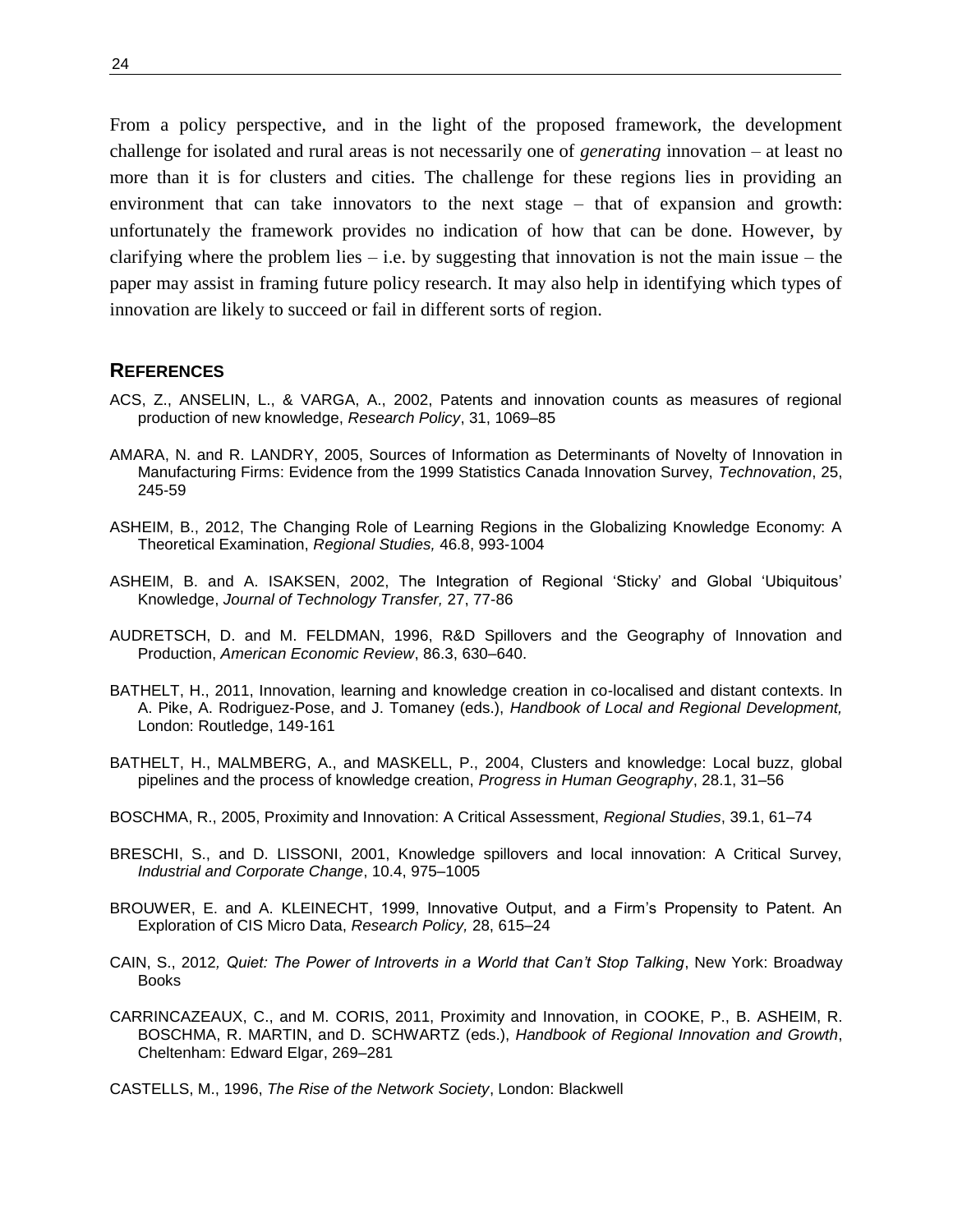From a policy perspective, and in the light of the proposed framework, the development challenge for isolated and rural areas is not necessarily one of *generating* innovation – at least no more than it is for clusters and cities. The challenge for these regions lies in providing an environment that can take innovators to the next stage – that of expansion and growth: unfortunately the framework provides no indication of how that can be done. However, by clarifying where the problem lies – i.e. by suggesting that innovation is not the main issue – the paper may assist in framing future policy research. It may also help in identifying which types of innovation are likely to succeed or fail in different sorts of region.

## REFERENCES

ACS, Z., ANSELIN, L., & VARGA, A., 2002, Patents and innovation counts as measures of regional production of new knowledge, *Research Policy*, 31, 1069–85

AMARA, N. and R. LANDRY, 2005, Sources of Information as Determinants of Novelty of Innovation in Manufacturing Firms: Evidence from the 1999 Statistics Canada Innovation Survey, *Technovation*, 25, 245-59

ASHEIM, B., 2012, The Changing Role of Learning Regions in the Globalizing Knowledge Economy: A Theoretical Examination, *Regional Studies,* 46.8, 993-1004

ASHEIM, B. and A. ISAKSEN, 2002, The Integration of Regional 'Sticky' and Global 'Ubiquitous' Knowledge, *Journal of Technology Transfer,* 27, 77-86

AUDRETSCH, D. and M. FELDMAN, 1996, R&D Spillovers and the Geography of Innovation and Production, *American Economic Review*, 86.3, 630–640.

BATHELT, H., 2011, Innovation, learning and knowledge creation in co-localised and distant contexts. In A. Pike, A. Rodriguez-Pose, and J. Tomaney (eds.), *Handbook of Local and Regional Development,* London: Routledge, 149-161

BATHELT, H., MALMBERG, A., and MASKELL, P., 2004, Clusters and knowledge: Local buzz, global pipelines and the process of knowledge creation, *Progress in Human Geography*, 28.1, 31–56

BOSCHMA, R., 2005, Proximity and Innovation: A Critical Assessment, *Regional Studies*, 39.1, 61–74

BRESCHI, S., and D. LISSONI, 2001, Knowledge spillovers and local innovation: A Critical Survey, *Industrial and Corporate Change*, 10.4, 975–1005

BROUWER, E. and A. KLEINECHT, 1999, Innovative Output, and a Firm's Propensity to Patent. An Exploration of CIS Micro Data, *Research Policy,* 28, 615–24

CAIN, S., 2012*, Quiet: The Power of Introverts in a World that Can't Stop Talking*, New York: Broadway Books

CARRINCAZEAUX, C., and M. CORIS, 2011, Proximity and Innovation, in COOKE, P., B. ASHEIM, R. BOSCHMA, R. MARTIN, and D. SCHWARTZ (eds.), *Handbook of Regional Innovation and Growth*, Cheltenham: Edward Elgar, 269–281

CASTELLS, M., 1996, *The Rise of the Network Society*, London: Blackwell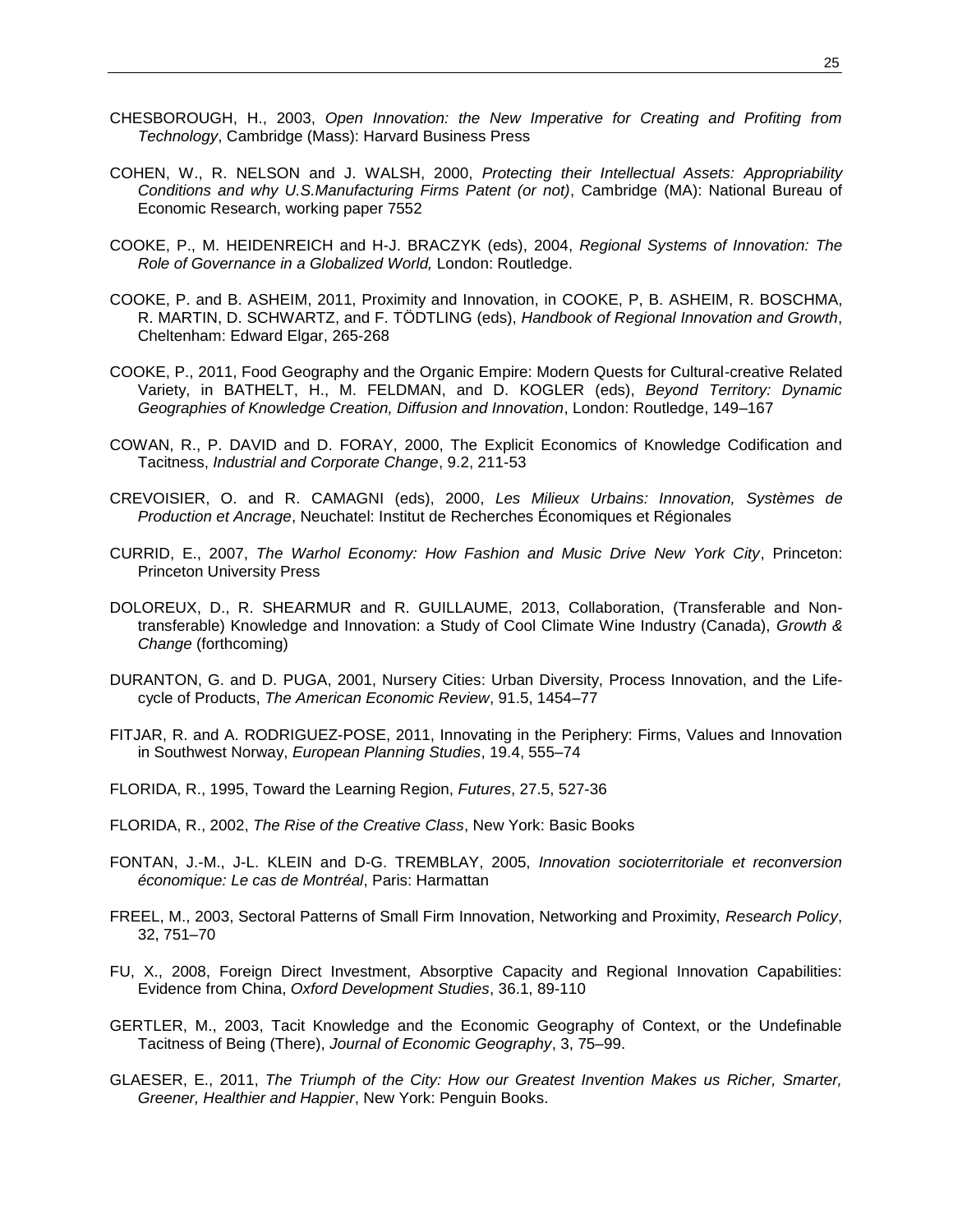CHESBOROUGH, H., 2003, *Open Innovation: the New Imperative for Creating and Profiting from Technology*, Cambridge (Mass): Harvard Business Press

COHEN, W., R. NELSON and J. WALSH, 2000, *Protecting their Intellectual Assets: Appropriability Conditions and why U.S.Manufacturing Firms Patent (or not)*, Cambridge (MA): National Bureau of Economic Research, working paper 7552

COOKE, P., M. HEIDENREICH and H-J. BRACZYK (eds), 2004, *Regional Systems of Innovation: The Role of Governance in a Globalized World,* London: Routledge.

COOKE, P. and B. ASHEIM, 2011, Proximity and Innovation, in COOKE, P, B. ASHEIM, R. BOSCHMA, R. MARTIN, D. SCHWARTZ, and F. TÖDTLING (eds), *Handbook of Regional Innovation and Growth*, Cheltenham: Edward Elgar, 265-268

COOKE, P., 2011, Food Geography and the Organic Empire: Modern Quests for Cultural-creative Related Variety, in BATHELT, H., M. FELDMAN, and D. KOGLER (eds), *Beyond Territory: Dynamic Geographies of Knowledge Creation, Diffusion and Innovation*, London: Routledge, 149–167

COWAN, R., P. DAVID and D. FORAY, 2000, The Explicit Economics of Knowledge Codification and Tacitness, *Industrial and Corporate Change*, 9.2, 211-53

CREVOISIER, O. and R. CAMAGNI (eds), 2000, *Les Milieux Urbains: Innovation, Systèmes de Production et Ancrage*, Neuchatel: Institut de Recherches Économiques et Régionales

CURRID, E., 2007, *The Warhol Economy: How Fashion and Music Drive New York City*, Princeton: Princeton University Press

DOLOREUX, D., R. SHEARMUR and R. GUILLAUME, 2013, Collaboration, (Transferable and Non-transferable) Knowledge and Innovation: a Study of Cool Climate Wine Industry (Canada), *Growth & Change* (forthcoming)

DURANTON, G. and D. PUGA, 2001, Nursery Cities: Urban Diversity, Process Innovation, and the Life-cycle of Products, *The American Economic Review*, 91.5, 1454–77

FITJAR, R. and A. RODRIGUEZ-POSE, 2011, Innovating in the Periphery: Firms, Values and Innovation in Southwest Norway, *European Planning Studies*, 19.4, 555–74

FLORIDA, R., 1995, Toward the Learning Region, *Futures*, 27.5, 527-36

FLORIDA, R., 2002, *The Rise of the Creative Class*, New York: Basic Books

FONTAN, J.-M., J-L. KLEIN and D-G. TREMBLAY, 2005, *Innovation socioterritoriale et reconversion économique: Le cas de Montréal*, Paris: Harmattan

FREEL, M., 2003, Sectoral Patterns of Small Firm Innovation, Networking and Proximity, *Research Policy*, 32, 751–70

FU, X., 2008, Foreign Direct Investment, Absorptive Capacity and Regional Innovation Capabilities: Evidence from China, *Oxford Development Studies*, 36.1, 89-110

GERTLER, M., 2003, Tacit Knowledge and the Economic Geography of Context, or the Undefinable Tacitness of Being (There), *Journal of Economic Geography*, 3, 75–99.

GLAESER, E., 2011, *The Triumph of the City: How our Greatest Invention Makes us Richer, Smarter, Greener, Healthier and Happier*, New York: Penguin Books.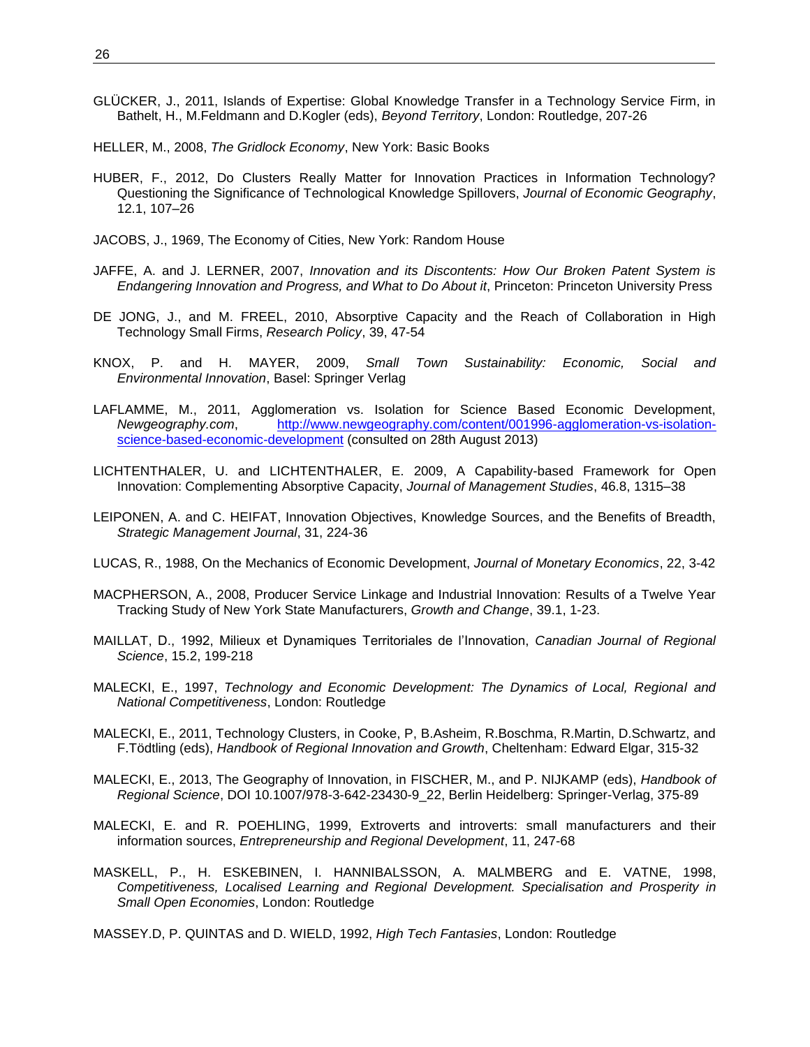GLÜCKER, J., 2011, Islands of Expertise: Global Knowledge Transfer in a Technology Service Firm, in Bathelt, H., M.Feldmann and D.Kogler (eds), *Beyond Territory*, London: Routledge, 207-26

HELLER, M., 2008, *The Gridlock Economy*, New York: Basic Books

HUBER, F., 2012, Do Clusters Really Matter for Innovation Practices in Information Technology? Questioning the Significance of Technological Knowledge Spillovers, *Journal of Economic Geography*, 12.1, 107–26

JACOBS, J., 1969, The Economy of Cities, New York: Random House

JAFFE, A. and J. LERNER, 2007, *Innovation and its Discontents: How Our Broken Patent System is Endangering Innovation and Progress, and What to Do About it*, Princeton: Princeton University Press

DE JONG, J., and M. FREEL, 2010, Absorptive Capacity and the Reach of Collaboration in High Technology Small Firms, *Research Policy*, 39, 47-54

KNOX, P. and H. MAYER, 2009, *Small Town Sustainability: Economic, Social and Environmental Innovation*, Basel: Springer Verlag

LAFLAMME, M., 2011, Agglomeration vs. Isolation for Science Based Economic Development, *Newgeography.com*, [http://www.newgeography.com/content/001996-agglomeration-vs-isolation-science-based-economic-development](http://www.newgeography.com/content/001996-agglomeration-vs-isolation-science-based-economic-development) (consulted on 28th August 2013)

LICHTENTHALER, U. and LICHTENTHALER, E. 2009, A Capability-based Framework for Open Innovation: Complementing Absorptive Capacity, *Journal of Management Studies*, 46.8, 1315–38

LEIPONEN, A. and C. HEIFAT, Innovation Objectives, Knowledge Sources, and the Benefits of Breadth, *Strategic Management Journal*, 31, 224-36

LUCAS, R., 1988, On the Mechanics of Economic Development, *Journal of Monetary Economics*, 22, 3-42

MACPHERSON, A., 2008, Producer Service Linkage and Industrial Innovation: Results of a Twelve Year Tracking Study of New York State Manufacturers, *Growth and Change*, 39.1, 1-23.

MAILLAT, D., 1992, Milieux et Dynamiques Territoriales de l'Innovation, *Canadian Journal of Regional Science*, 15.2, 199-218

MALECKI, E., 1997, *Technology and Economic Development: The Dynamics of Local, Regional and National Competitiveness*, London: Routledge

MALECKI, E., 2011, Technology Clusters, in Cooke, P, B.Asheim, R.Boschma, R.Martin, D.Schwartz, and F.Tödtling (eds), *Handbook of Regional Innovation and Growth*, Cheltenham: Edward Elgar, 315-32

MALECKI, E., 2013, The Geography of Innovation, in FISCHER, M., and P. NIJKAMP (eds), *Handbook of Regional Science*, DOI 10.1007/978-3-642-23430-9_22, Berlin Heidelberg: Springer-Verlag, 375-89

MALECKI, E. and R. POEHLING, 1999, Extroverts and introverts: small manufacturers and their information sources, *Entrepreneurship and Regional Development*, 11, 247-68

MASKELL, P., H. ESKEBINEN, I. HANNIBALSSON, A. MALMBERG and E. VATNE, 1998, *Competitiveness, Localised Learning and Regional Development. Specialisation and Prosperity in Small Open Economies*, London: Routledge

MASSEY.D, P. QUINTAS and D. WIELD, 1992, *High Tech Fantasies*, London: Routledge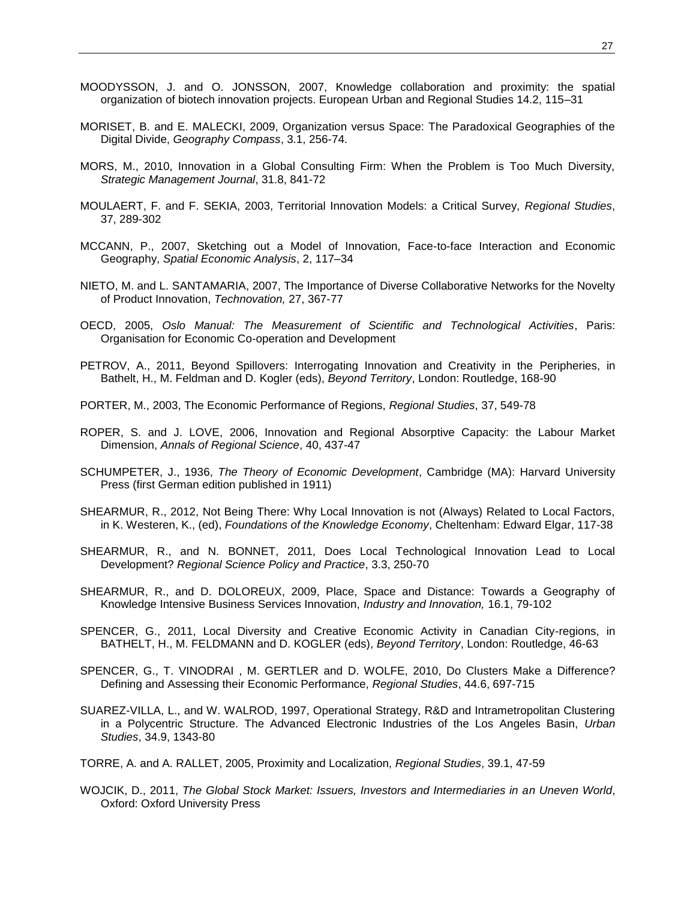MOODYSSON, J. and O. JONSSON, 2007, Knowledge collaboration and proximity: the spatial organization of biotech innovation projects. European Urban and Regional Studies 14.2, 115–31

MORISET, B. and E. MALECKI, 2009, Organization versus Space: The Paradoxical Geographies of the Digital Divide, *Geography Compass*, 3.1, 256-74.

MORS, M., 2010, Innovation in a Global Consulting Firm: When the Problem is Too Much Diversity, *Strategic Management Journal*, 31.8, 841-72

MOULAERT, F. and F. SEKIA, 2003, Territorial Innovation Models: a Critical Survey, *Regional Studies*, 37, 289-302

MCCANN, P., 2007, Sketching out a Model of Innovation, Face-to-face Interaction and Economic Geography, *Spatial Economic Analysis*, 2, 117–34

NIETO, M. and L. SANTAMARIA, 2007, The Importance of Diverse Collaborative Networks for the Novelty of Product Innovation, *Technovation,* 27, 367-77

OECD, 2005, *Oslo Manual: The Measurement of Scientific and Technological Activities*, Paris: Organisation for Economic Co-operation and Development

PETROV, A., 2011, Beyond Spillovers: Interrogating Innovation and Creativity in the Peripheries, in Bathelt, H., M. Feldman and D. Kogler (eds), *Beyond Territory*, London: Routledge, 168-90

PORTER, M., 2003, The Economic Performance of Regions, *Regional Studies*, 37, 549-78

ROPER, S. and J. LOVE, 2006, Innovation and Regional Absorptive Capacity: the Labour Market Dimension, *Annals of Regional Science*, 40, 437-47

SCHUMPETER, J., 1936, *The Theory of Economic Development*, Cambridge (MA): Harvard University Press (first German edition published in 1911)

SHEARMUR, R., 2012, Not Being There: Why Local Innovation is not (Always) Related to Local Factors, in K. Westeren, K., (ed), *Foundations of the Knowledge Economy*, Cheltenham: Edward Elgar, 117-38

SHEARMUR, R., and N. BONNET, 2011, Does Local Technological Innovation Lead to Local Development? *Regional Science Policy and Practice*, 3.3, 250-70

SHEARMUR, R., and D. DOLOREUX, 2009, Place, Space and Distance: Towards a Geography of Knowledge Intensive Business Services Innovation, *Industry and Innovation,* 16.1, 79-102

SPENCER, G., 2011, Local Diversity and Creative Economic Activity in Canadian City-regions, in BATHELT, H., M. FELDMANN and D. KOGLER (eds), *Beyond Territory*, London: Routledge, 46-63

SPENCER, G., T. VINODRAI , M. GERTLER and D. WOLFE, 2010, Do Clusters Make a Difference? Defining and Assessing their Economic Performance, *Regional Studies*, 44.6, 697-715

SUAREZ-VILLA, L., and W. WALROD, 1997, Operational Strategy, R&D and Intrametropolitan Clustering in a Polycentric Structure. The Advanced Electronic Industries of the Los Angeles Basin, *Urban Studies*, 34.9, 1343-80

TORRE, A. and A. RALLET, 2005, Proximity and Localization, *Regional Studies*, 39.1, 47-59

WOJCIK, D., 2011, *The Global Stock Market: Issuers, Investors and Intermediaries in an Uneven World*, Oxford: Oxford University Press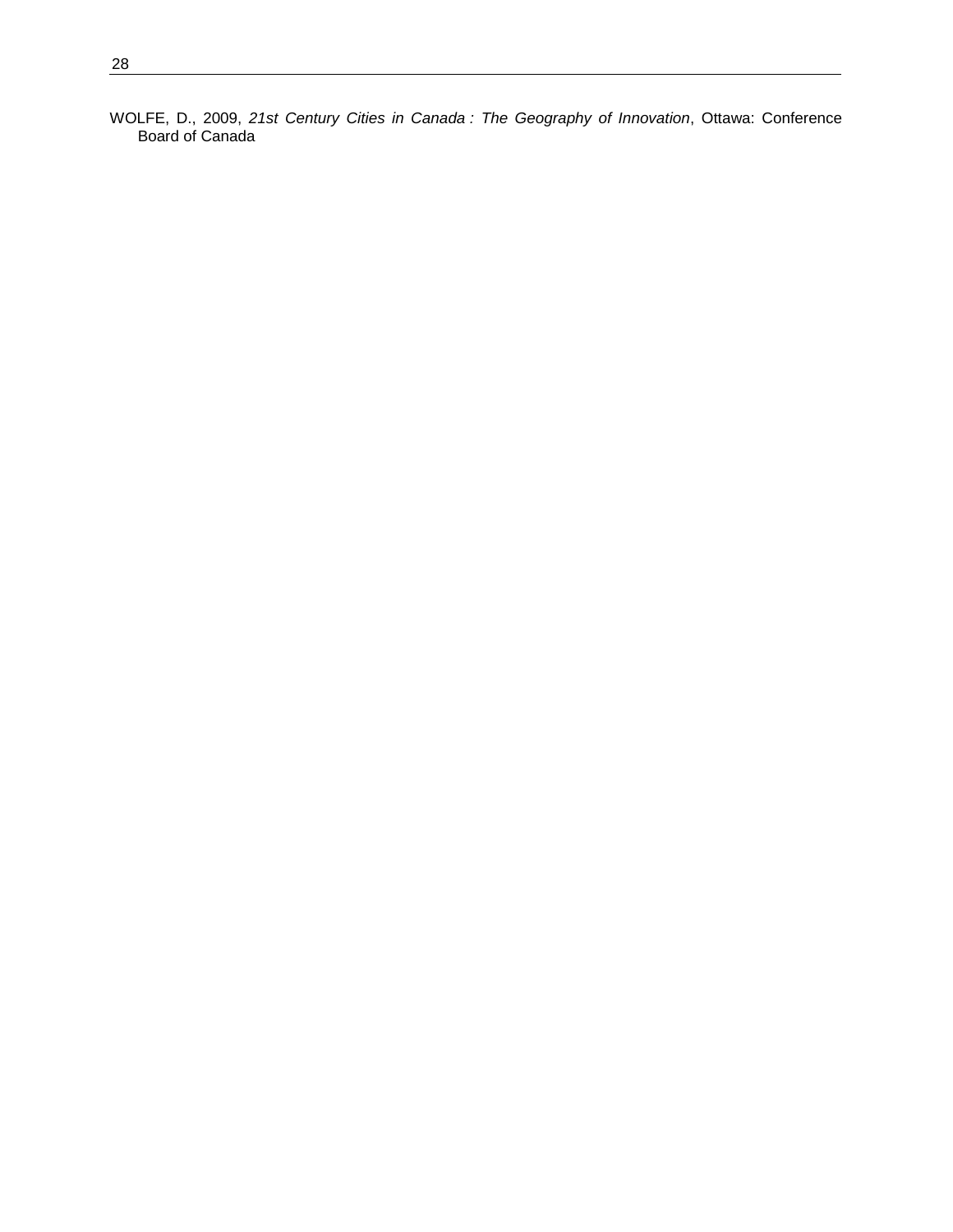WOLFE, D., 2009, *21st Century Cities in Canada : The Geography of Innovation*, Ottawa: Conference Board of Canada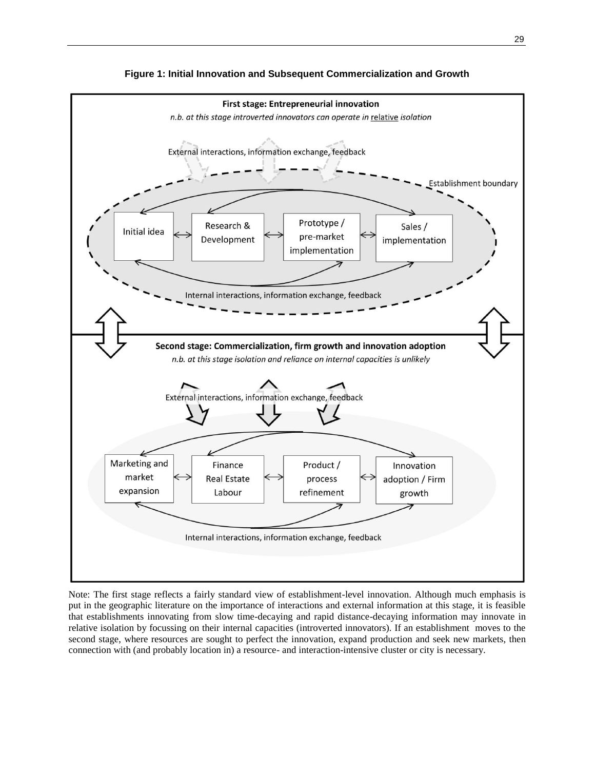**Figure 1: Initial Innovation and Subsequent Commercialization and Growth**

**First stage: Entrepreneurial innovation**

*n.b. at this stage introverted innovators can operate in relative isolation*

External interactions, information exchange, feedback

Establishment boundary

Initial idea ↔ Research & Development ↔ Prototype / pre-market implementation ↔ Sales / implementation

Internal interactions, information exchange, feedback

**Second stage: Commercialization, firm growth and innovation adoption**

*n.b. at this stage isolation and reliance on internal capacities is unlikely*

External interactions, information exchange, feedback

Marketing and market expansion ↔ Finance Real Estate Labour ↔ Product / process refinement ↔ Innovation adoption / Firm growth

Internal interactions, information exchange, feedback

Note: The first stage reflects a fairly standard view of establishment-level innovation. Although much emphasis is put in the geographic literature on the importance of interactions and external information at this stage, it is feasible that establishments innovating from slow time-decaying and rapid distance-decaying information may innovate in relative isolation by focussing on their internal capacities (introverted innovators). If an establishment moves to the second stage, where resources are sought to perfect the innovation, expand production and seek new markets, then connection with (and probably location in) a resource- and interaction-intensive cluster or city is necessary.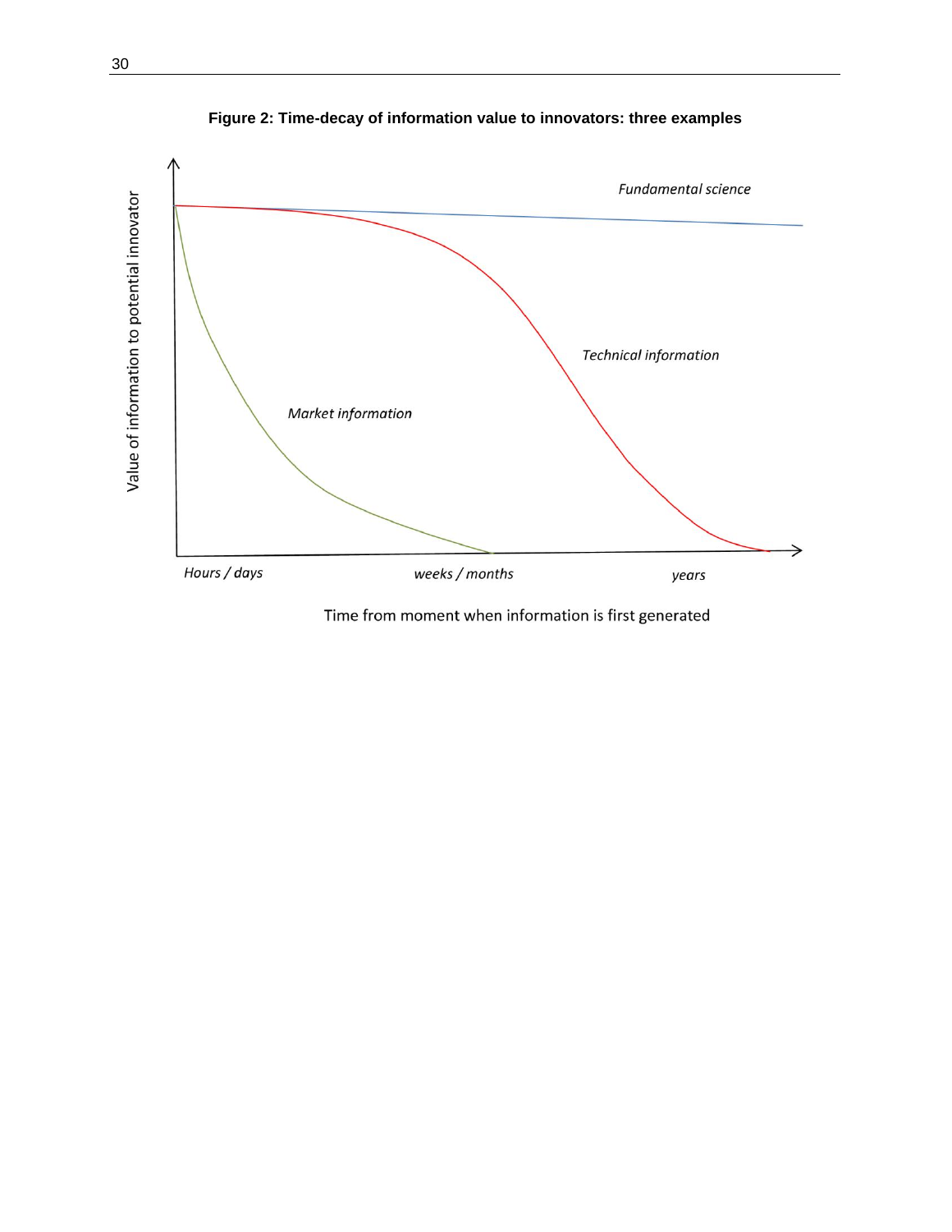**Figure 2: Time-decay of information value to innovators: three examples**

Value of information to potential innovator

*Fundamental science*

*Technical information*

*Market information*

*Hours / days* *weeks / months* *years*

Time from moment when information is first generated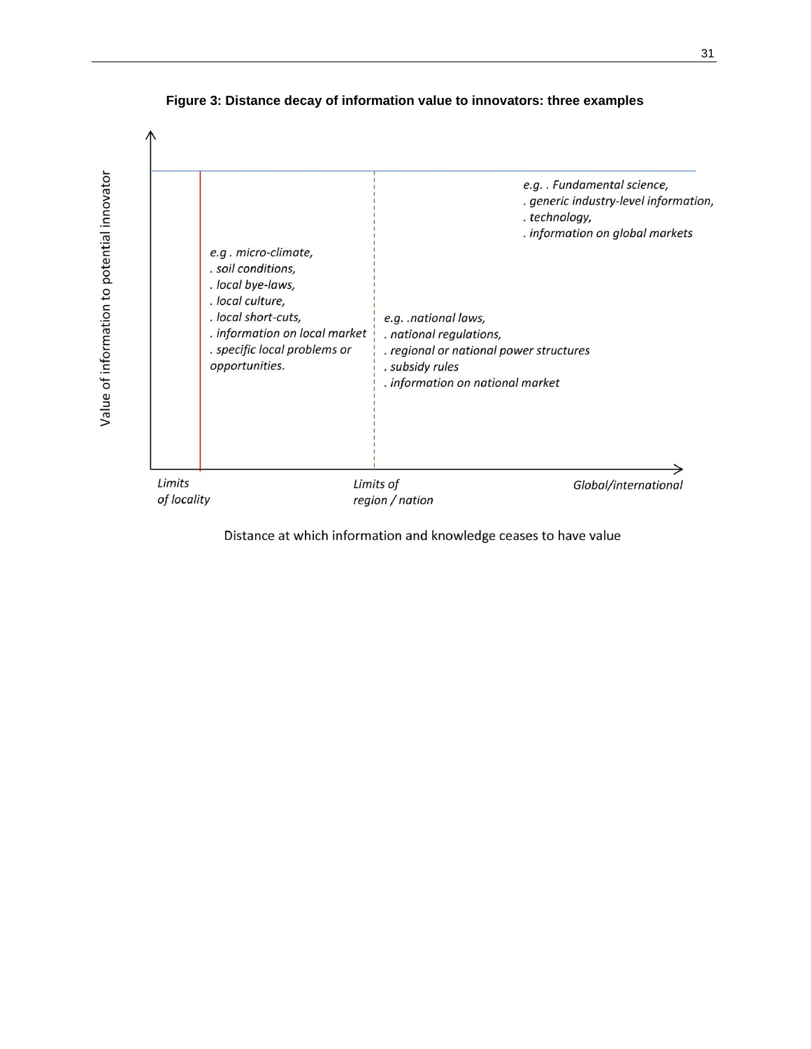**Figure 3: Distance decay of information value to innovators: three examples**

Value of information to potential innovator

e.g. . Fundamental science,
. generic industry-level information,
. technology,
. information on global markets

e.g . micro-climate,
. soil conditions,
. local bye-laws,
. local culture,
. local short-cuts,
. information on local market
. specific local problems or
opportunities.

e.g. .national laws,
. national regulations,
. regional or national power structures
. subsidy rules
. information on national market

Limits
of locality

Limits of
region / nation

Global/international

Distance at which information and knowledge ceases to have value